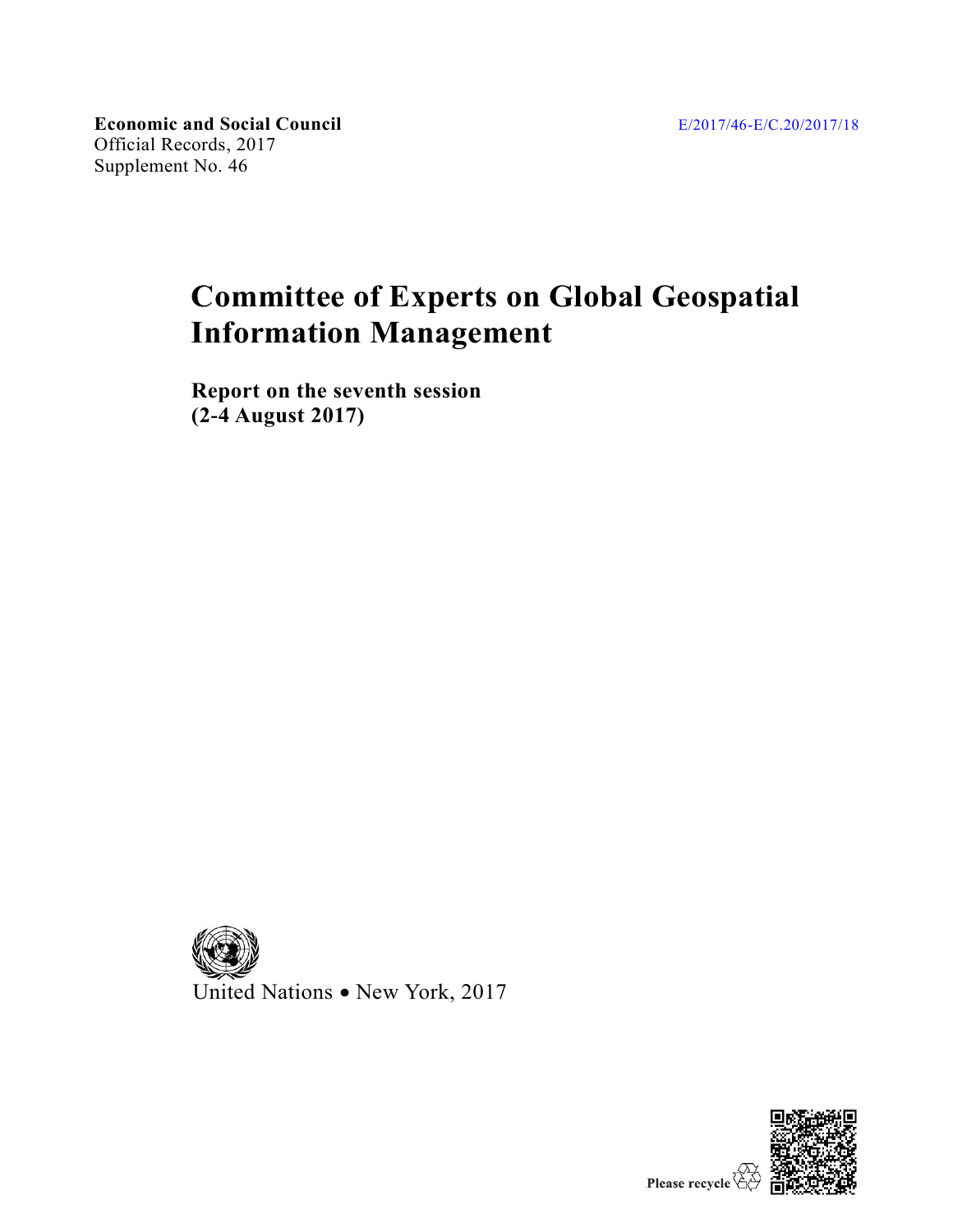**Economic and Social Council**
Official Records, 2017
Supplement No. 46

E/2017/46-E/C.20/2017/18

# Committee of Experts on Global Geospatial Information Management

**Report on the seventh session**
**(2-4 August 2017)**

United Nations • New York, 2017

Please recycle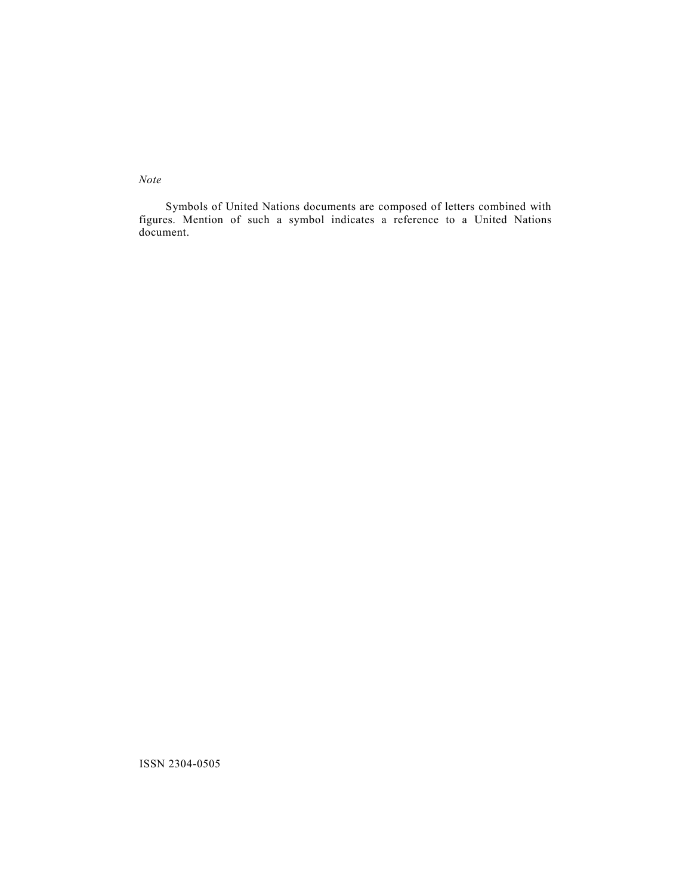*Note*

Symbols of United Nations documents are composed of letters combined with figures. Mention of such a symbol indicates a reference to a United Nations document.

ISSN 2304-0505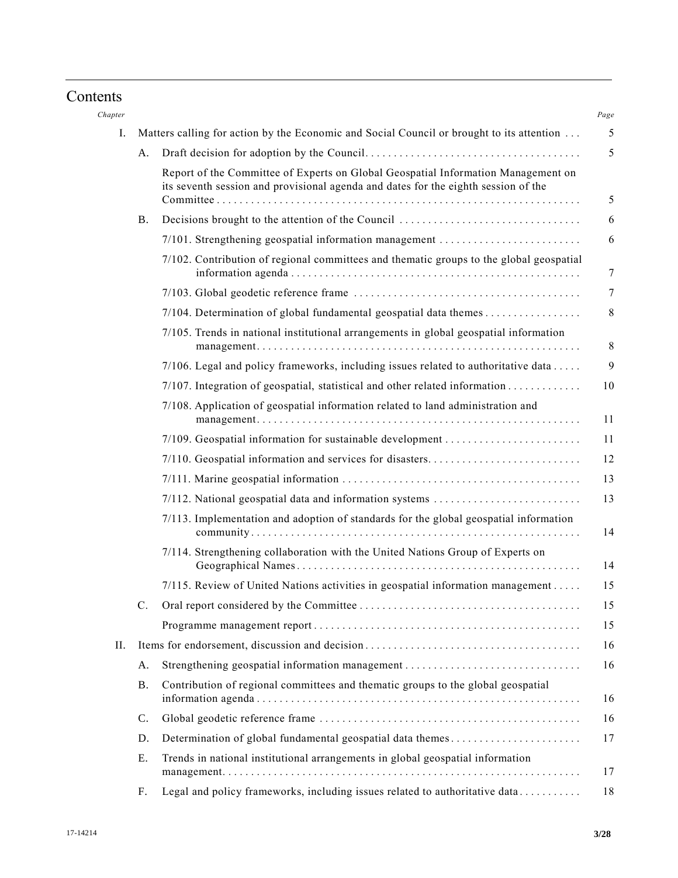# Contents

| *Chapter* | | | *Page* |
|---|---|---|---|
| I. | Matters calling for action by the Economic and Social Council or brought to its attention | | 5 |
| | A. | Draft decision for adoption by the Council | 5 |
| | | Report of the Committee of Experts on Global Geospatial Information Management on its seventh session and provisional agenda and dates for the eighth session of the Committee | 5 |
| | B. | Decisions brought to the attention of the Council | 6 |
| | | 7/101. Strengthening geospatial information management | 6 |
| | | 7/102. Contribution of regional committees and thematic groups to the global geospatial information agenda | 7 |
| | | 7/103. Global geodetic reference frame | 7 |
| | | 7/104. Determination of global fundamental geospatial data themes | 8 |
| | | 7/105. Trends in national institutional arrangements in global geospatial information management | 8 |
| | | 7/106. Legal and policy frameworks, including issues related to authoritative data | 9 |
| | | 7/107. Integration of geospatial, statistical and other related information | 10 |
| | | 7/108. Application of geospatial information related to land administration and management | 11 |
| | | 7/109. Geospatial information for sustainable development | 11 |
| | | 7/110. Geospatial information and services for disasters | 12 |
| | | 7/111. Marine geospatial information | 13 |
| | | 7/112. National geospatial data and information systems | 13 |
| | | 7/113. Implementation and adoption of standards for the global geospatial information community | 14 |
| | | 7/114. Strengthening collaboration with the United Nations Group of Experts on Geographical Names | 14 |
| | | 7/115. Review of United Nations activities in geospatial information management | 15 |
| | C. | Oral report considered by the Committee | 15 |
| | | Programme management report | 15 |
| II. | Items for endorsement, discussion and decision | | 16 |
| | A. | Strengthening geospatial information management | 16 |
| | B. | Contribution of regional committees and thematic groups to the global geospatial information agenda | 16 |
| | C. | Global geodetic reference frame | 16 |
| | D. | Determination of global fundamental geospatial data themes | 17 |
| | E. | Trends in national institutional arrangements in global geospatial information management | 17 |
| | F. | Legal and policy frameworks, including issues related to authoritative data | 18 |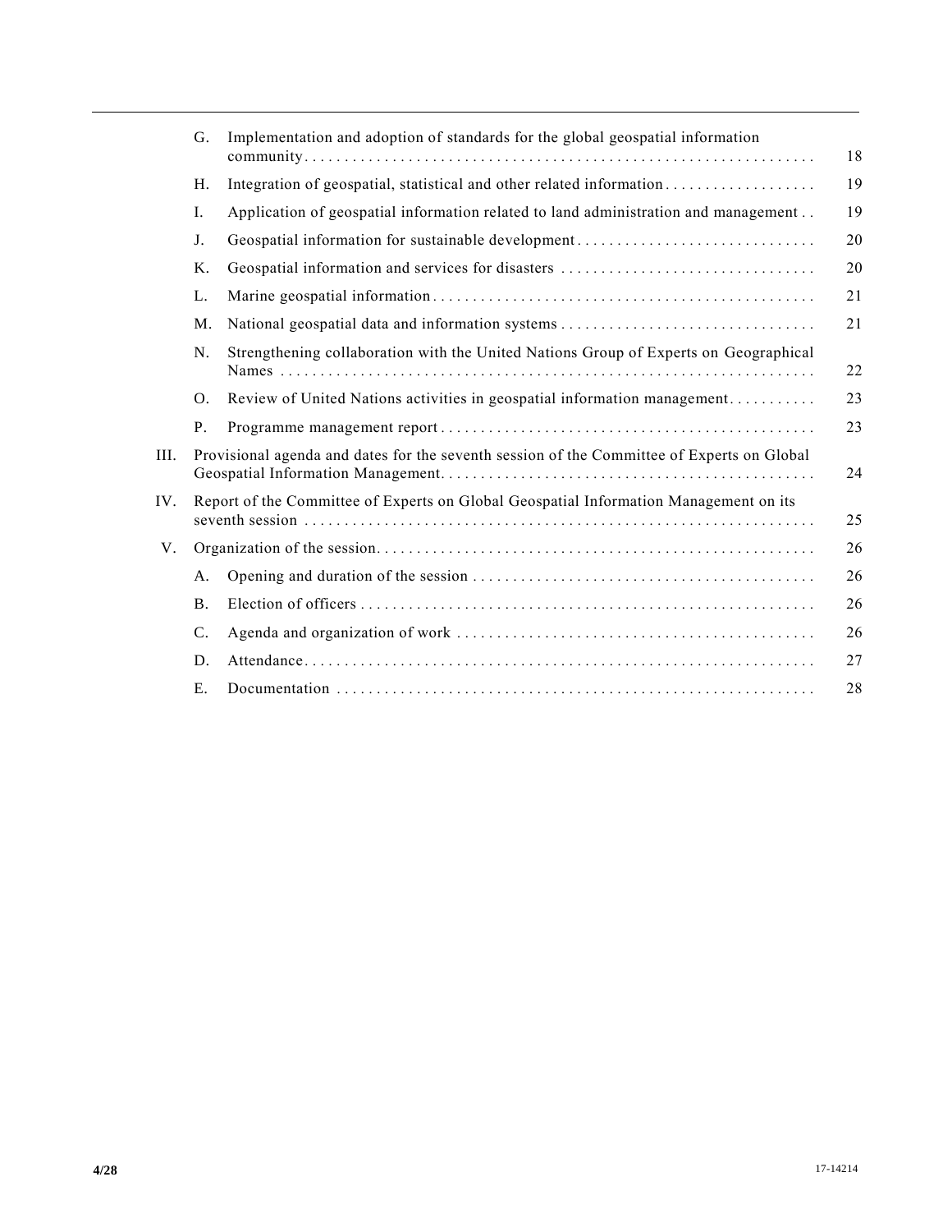| | | | |
|---|---|---|---|
| | G. | Implementation and adoption of standards for the global geospatial information community | 18 |
| | H. | Integration of geospatial, statistical and other related information | 19 |
| | I. | Application of geospatial information related to land administration and management | 19 |
| | J. | Geospatial information for sustainable development | 20 |
| | K. | Geospatial information and services for disasters | 20 |
| | L. | Marine geospatial information | 21 |
| | M. | National geospatial data and information systems | 21 |
| | N. | Strengthening collaboration with the United Nations Group of Experts on Geographical Names | 22 |
| | O. | Review of United Nations activities in geospatial information management | 23 |
| | P. | Programme management report | 23 |
| III. | | Provisional agenda and dates for the seventh session of the Committee of Experts on Global Geospatial Information Management | 24 |
| IV. | | Report of the Committee of Experts on Global Geospatial Information Management on its seventh session | 25 |
| V. | | Organization of the session | 26 |
| | A. | Opening and duration of the session | 26 |
| | B. | Election of officers | 26 |
| | C. | Agenda and organization of work | 26 |
| | D. | Attendance | 27 |
| | E. | Documentation | 28 |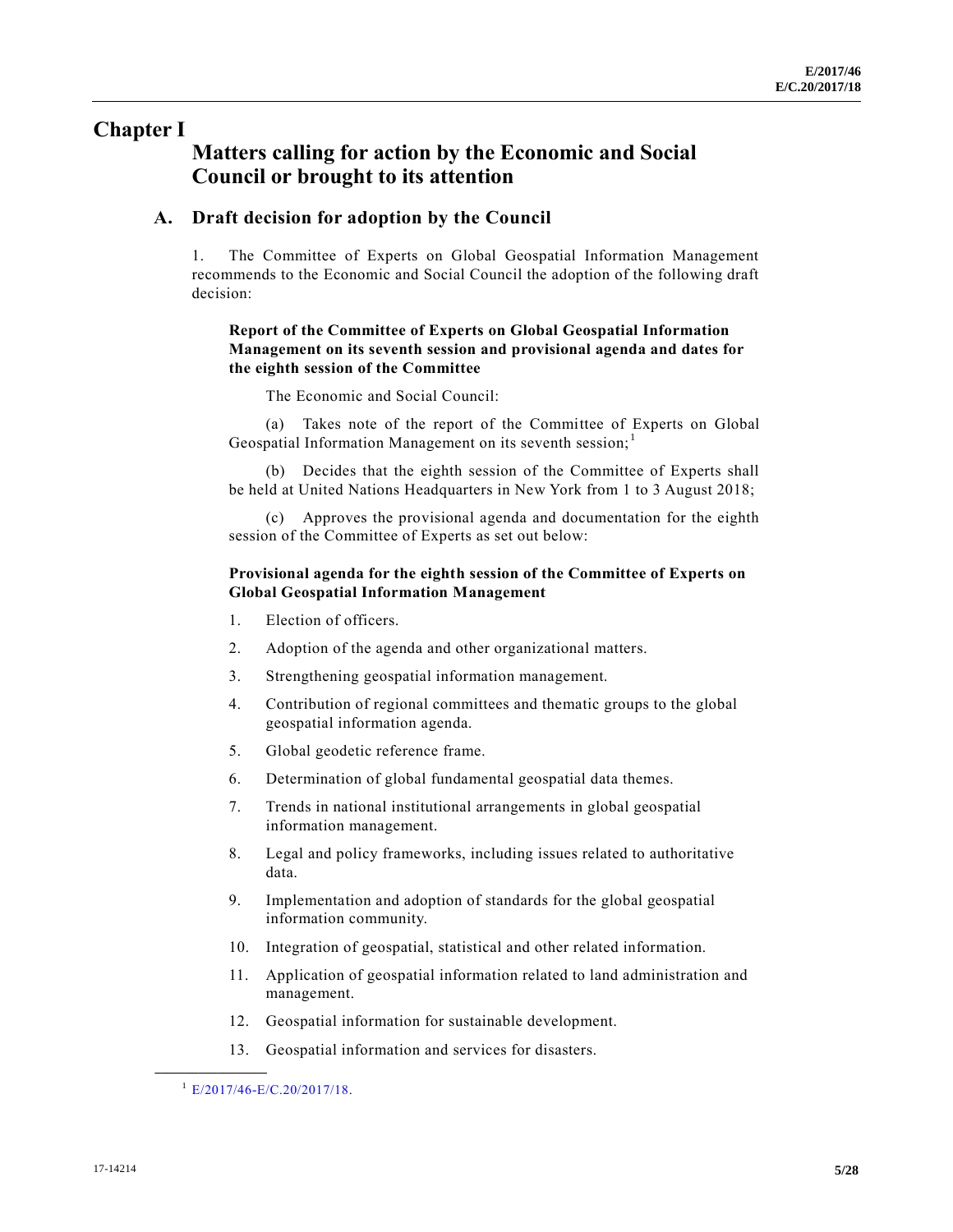# Chapter I

## Matters calling for action by the Economic and Social Council or brought to its attention

### A. Draft decision for adoption by the Council

1. The Committee of Experts on Global Geospatial Information Management recommends to the Economic and Social Council the adoption of the following draft decision:

**Report of the Committee of Experts on Global Geospatial Information Management on its seventh session and provisional agenda and dates for the eighth session of the Committee**

The Economic and Social Council:

(a) Takes note of the report of the Committee of Experts on Global Geospatial Information Management on its seventh session;[1]

(b) Decides that the eighth session of the Committee of Experts shall be held at United Nations Headquarters in New York from 1 to 3 August 2018;

(c) Approves the provisional agenda and documentation for the eighth session of the Committee of Experts as set out below:

**Provisional agenda for the eighth session of the Committee of Experts on Global Geospatial Information Management**

1. Election of officers.
2. Adoption of the agenda and other organizational matters.
3. Strengthening geospatial information management.
4. Contribution of regional committees and thematic groups to the global geospatial information agenda.
5. Global geodetic reference frame.
6. Determination of global fundamental geospatial data themes.
7. Trends in national institutional arrangements in global geospatial information management.
8. Legal and policy frameworks, including issues related to authoritative data.
9. Implementation and adoption of standards for the global geospatial information community.
10. Integration of geospatial, statistical and other related information.
11. Application of geospatial information related to land administration and management.
12. Geospatial information for sustainable development.
13. Geospatial information and services for disasters.

---

[1] E/2017/46-E/C.20/2017/18.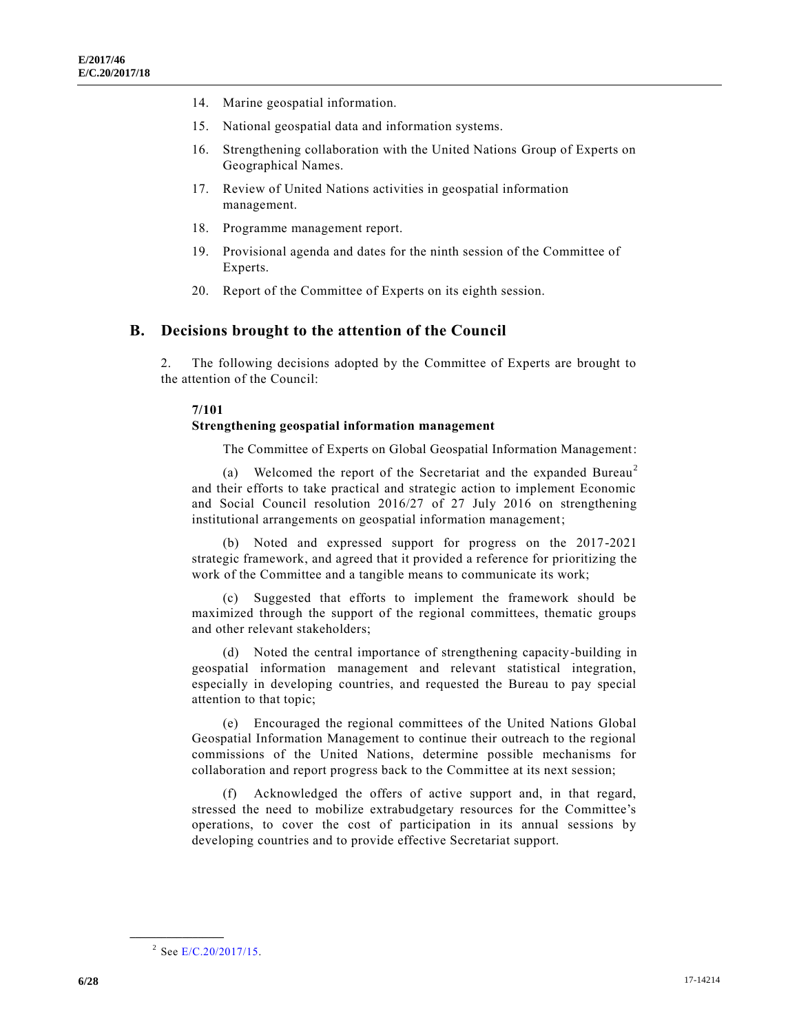14. Marine geospatial information.

15. National geospatial data and information systems.

16. Strengthening collaboration with the United Nations Group of Experts on Geographical Names.

17. Review of United Nations activities in geospatial information management.

18. Programme management report.

19. Provisional agenda and dates for the ninth session of the Committee of Experts.

20. Report of the Committee of Experts on its eighth session.

## B. Decisions brought to the attention of the Council

2. The following decisions adopted by the Committee of Experts are brought to the attention of the Council:

**7/101**
**Strengthening geospatial information management**

The Committee of Experts on Global Geospatial Information Management:

(a) Welcomed the report of the Secretariat and the expanded Bureau[2] and their efforts to take practical and strategic action to implement Economic and Social Council resolution 2016/27 of 27 July 2016 on strengthening institutional arrangements on geospatial information management;

(b) Noted and expressed support for progress on the 2017-2021 strategic framework, and agreed that it provided a reference for prioritizing the work of the Committee and a tangible means to communicate its work;

(c) Suggested that efforts to implement the framework should be maximized through the support of the regional committees, thematic groups and other relevant stakeholders;

(d) Noted the central importance of strengthening capacity-building in geospatial information management and relevant statistical integration, especially in developing countries, and requested the Bureau to pay special attention to that topic;

(e) Encouraged the regional committees of the United Nations Global Geospatial Information Management to continue their outreach to the regional commissions of the United Nations, determine possible mechanisms for collaboration and report progress back to the Committee at its next session;

(f) Acknowledged the offers of active support and, in that regard, stressed the need to mobilize extrabudgetary resources for the Committee's operations, to cover the cost of participation in its annual sessions by developing countries and to provide effective Secretariat support.

---

[2] See E/C.20/2017/15.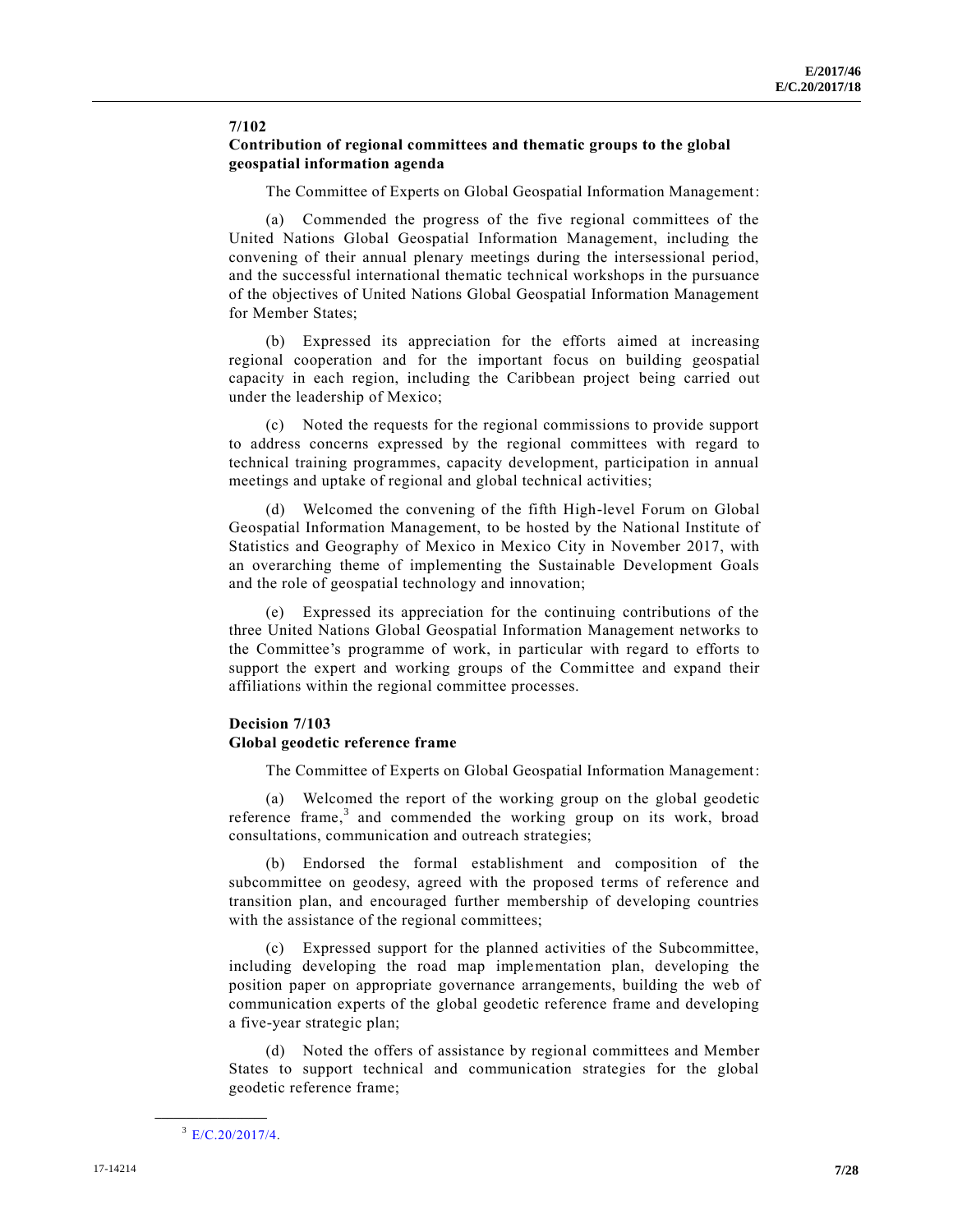**7/102**
**Contribution of regional committees and thematic groups to the global geospatial information agenda**

The Committee of Experts on Global Geospatial Information Management:

(a) Commended the progress of the five regional committees of the United Nations Global Geospatial Information Management, including the convening of their annual plenary meetings during the intersessional period, and the successful international thematic technical workshops in the pursuance of the objectives of United Nations Global Geospatial Information Management for Member States;

(b) Expressed its appreciation for the efforts aimed at increasing regional cooperation and for the important focus on building geospatial capacity in each region, including the Caribbean project being carried out under the leadership of Mexico;

(c) Noted the requests for the regional commissions to provide support to address concerns expressed by the regional committees with regard to technical training programmes, capacity development, participation in annual meetings and uptake of regional and global technical activities;

(d) Welcomed the convening of the fifth High-level Forum on Global Geospatial Information Management, to be hosted by the National Institute of Statistics and Geography of Mexico in Mexico City in November 2017, with an overarching theme of implementing the Sustainable Development Goals and the role of geospatial technology and innovation;

(e) Expressed its appreciation for the continuing contributions of the three United Nations Global Geospatial Information Management networks to the Committee's programme of work, in particular with regard to efforts to support the expert and working groups of the Committee and expand their affiliations within the regional committee processes.

**Decision 7/103**
**Global geodetic reference frame**

The Committee of Experts on Global Geospatial Information Management:

(a) Welcomed the report of the working group on the global geodetic reference frame,[3] and commended the working group on its work, broad consultations, communication and outreach strategies;

(b) Endorsed the formal establishment and composition of the subcommittee on geodesy, agreed with the proposed terms of reference and transition plan, and encouraged further membership of developing countries with the assistance of the regional committees;

(c) Expressed support for the planned activities of the Subcommittee, including developing the road map implementation plan, developing the position paper on appropriate governance arrangements, building the web of communication experts of the global geodetic reference frame and developing a five-year strategic plan;

(d) Noted the offers of assistance by regional committees and Member States to support technical and communication strategies for the global geodetic reference frame;

[3] E/C.20/2017/4.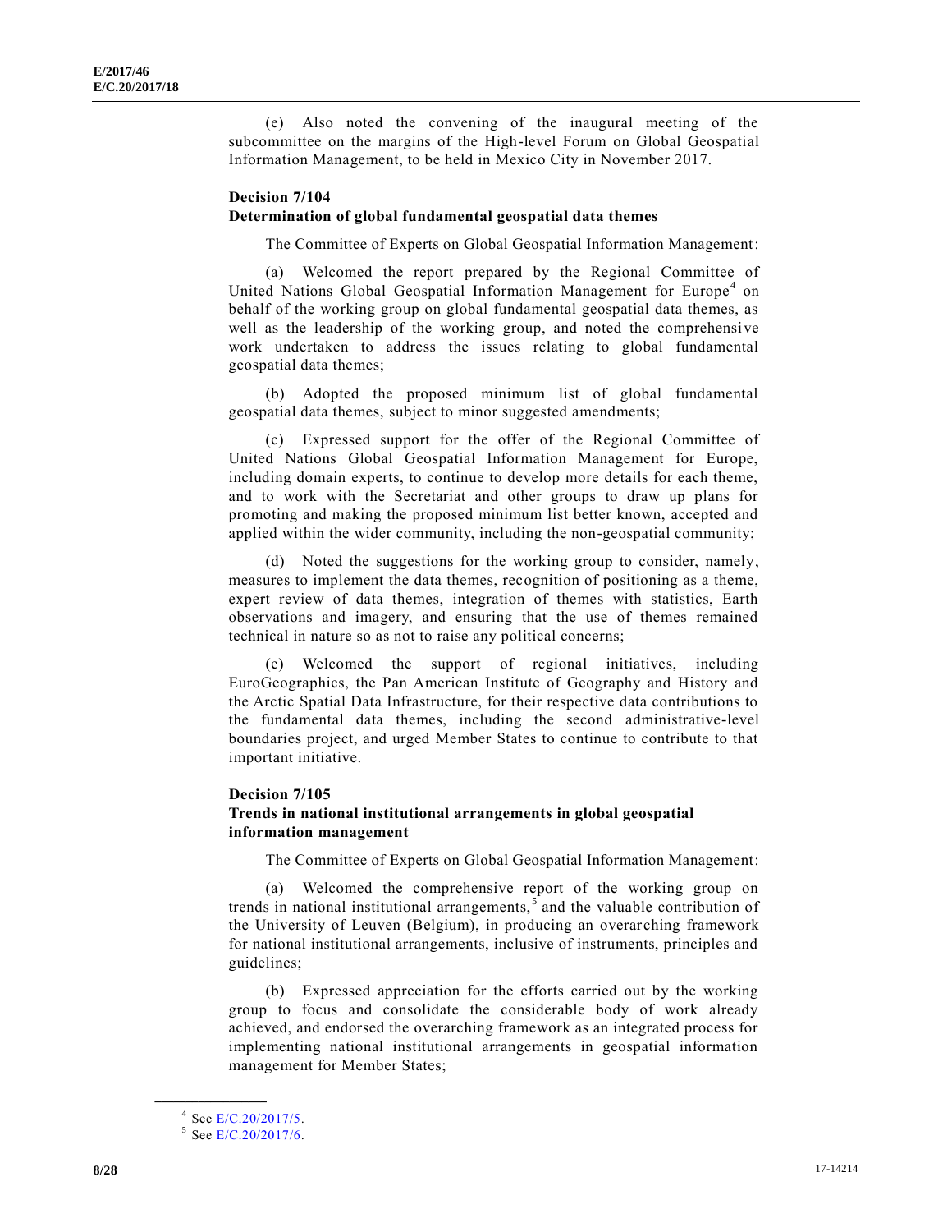(e) Also noted the convening of the inaugural meeting of the subcommittee on the margins of the High-level Forum on Global Geospatial Information Management, to be held in Mexico City in November 2017.

**Decision 7/104**
**Determination of global fundamental geospatial data themes**

The Committee of Experts on Global Geospatial Information Management:

(a) Welcomed the report prepared by the Regional Committee of United Nations Global Geospatial Information Management for Europe[4] on behalf of the working group on global fundamental geospatial data themes, as well as the leadership of the working group, and noted the comprehensive work undertaken to address the issues relating to global fundamental geospatial data themes;

(b) Adopted the proposed minimum list of global fundamental geospatial data themes, subject to minor suggested amendments;

(c) Expressed support for the offer of the Regional Committee of United Nations Global Geospatial Information Management for Europe, including domain experts, to continue to develop more details for each theme, and to work with the Secretariat and other groups to draw up plans for promoting and making the proposed minimum list better known, accepted and applied within the wider community, including the non-geospatial community;

(d) Noted the suggestions for the working group to consider, namely, measures to implement the data themes, recognition of positioning as a theme, expert review of data themes, integration of themes with statistics, Earth observations and imagery, and ensuring that the use of themes remained technical in nature so as not to raise any political concerns;

(e) Welcomed the support of regional initiatives, including EuroGeographics, the Pan American Institute of Geography and History and the Arctic Spatial Data Infrastructure, for their respective data contributions to the fundamental data themes, including the second administrative-level boundaries project, and urged Member States to continue to contribute to that important initiative.

**Decision 7/105**
**Trends in national institutional arrangements in global geospatial information management**

The Committee of Experts on Global Geospatial Information Management:

(a) Welcomed the comprehensive report of the working group on trends in national institutional arrangements,[5] and the valuable contribution of the University of Leuven (Belgium), in producing an overarching framework for national institutional arrangements, inclusive of instruments, principles and guidelines;

(b) Expressed appreciation for the efforts carried out by the working group to focus and consolidate the considerable body of work already achieved, and endorsed the overarching framework as an integrated process for implementing national institutional arrangements in geospatial information management for Member States;

---

[4] See E/C.20/2017/5.

[5] See E/C.20/2017/6.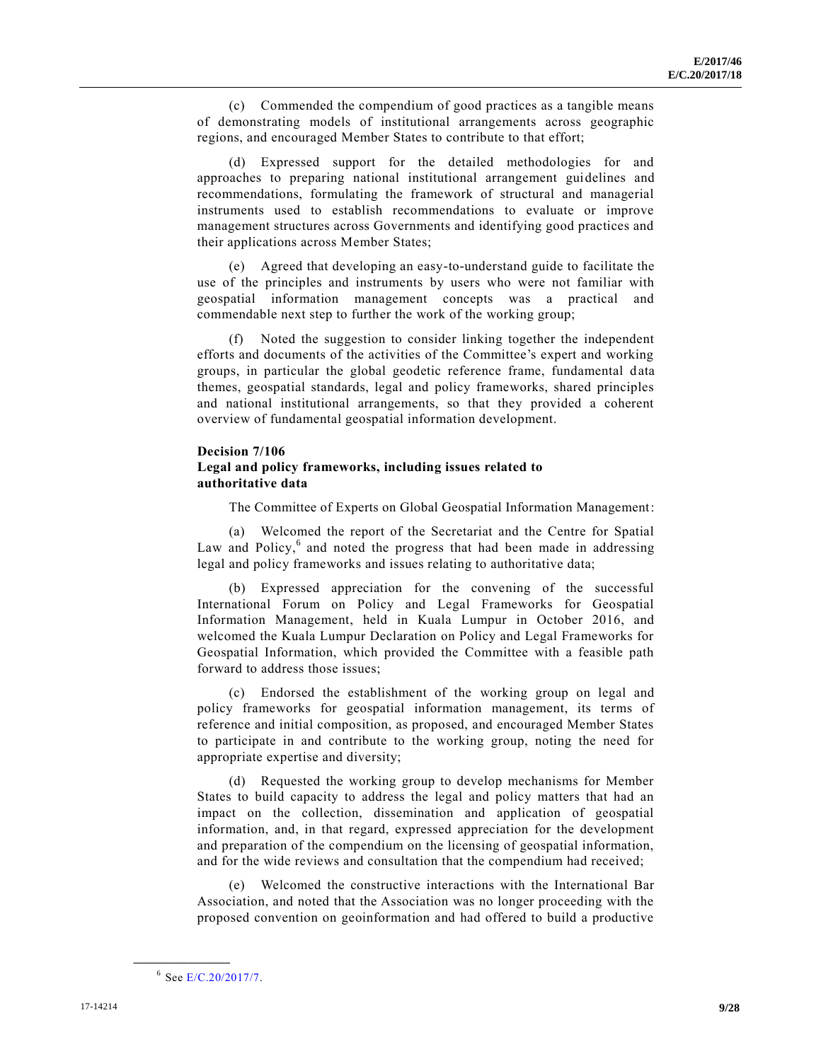(c) Commended the compendium of good practices as a tangible means of demonstrating models of institutional arrangements across geographic regions, and encouraged Member States to contribute to that effort;

(d) Expressed support for the detailed methodologies for and approaches to preparing national institutional arrangement guidelines and recommendations, formulating the framework of structural and managerial instruments used to establish recommendations to evaluate or improve management structures across Governments and identifying good practices and their applications across Member States;

(e) Agreed that developing an easy-to-understand guide to facilitate the use of the principles and instruments by users who were not familiar with geospatial information management concepts was a practical and commendable next step to further the work of the working group;

(f) Noted the suggestion to consider linking together the independent efforts and documents of the activities of the Committee's expert and working groups, in particular the global geodetic reference frame, fundamental data themes, geospatial standards, legal and policy frameworks, shared principles and national institutional arrangements, so that they provided a coherent overview of fundamental geospatial information development.

**Decision 7/106**
**Legal and policy frameworks, including issues related to authoritative data**

The Committee of Experts on Global Geospatial Information Management:

(a) Welcomed the report of the Secretariat and the Centre for Spatial Law and Policy,[6] and noted the progress that had been made in addressing legal and policy frameworks and issues relating to authoritative data;

(b) Expressed appreciation for the convening of the successful International Forum on Policy and Legal Frameworks for Geospatial Information Management, held in Kuala Lumpur in October 2016, and welcomed the Kuala Lumpur Declaration on Policy and Legal Frameworks for Geospatial Information, which provided the Committee with a feasible path forward to address those issues;

(c) Endorsed the establishment of the working group on legal and policy frameworks for geospatial information management, its terms of reference and initial composition, as proposed, and encouraged Member States to participate in and contribute to the working group, noting the need for appropriate expertise and diversity;

(d) Requested the working group to develop mechanisms for Member States to build capacity to address the legal and policy matters that had an impact on the collection, dissemination and application of geospatial information, and, in that regard, expressed appreciation for the development and preparation of the compendium on the licensing of geospatial information, and for the wide reviews and consultation that the compendium had received;

(e) Welcomed the constructive interactions with the International Bar Association, and noted that the Association was no longer proceeding with the proposed convention on geoinformation and had offered to build a productive

[6] See E/C.20/2017/7.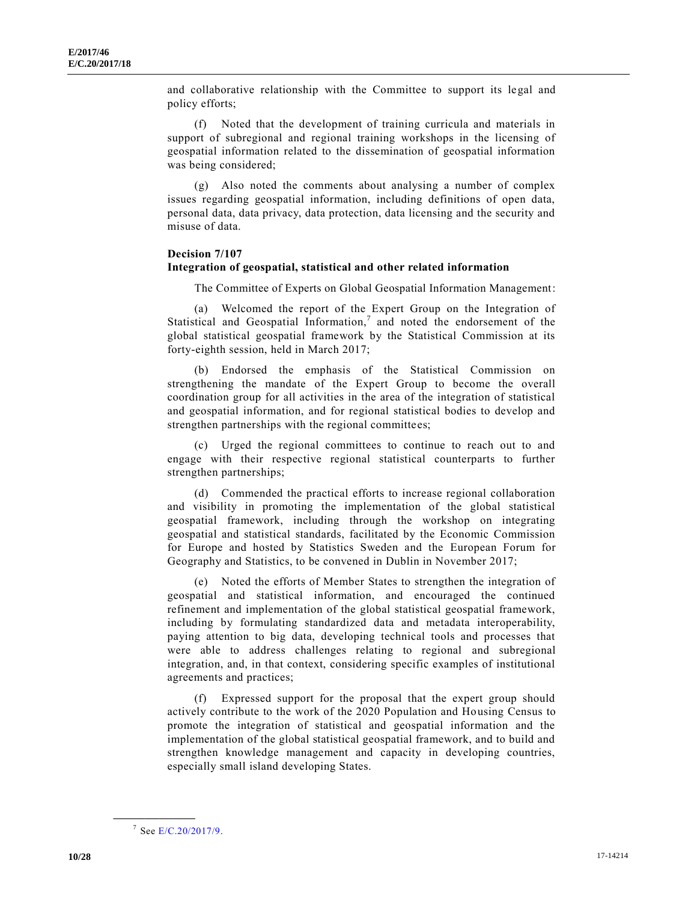and collaborative relationship with the Committee to support its legal and policy efforts;

(f) Noted that the development of training curricula and materials in support of subregional and regional training workshops in the licensing of geospatial information related to the dissemination of geospatial information was being considered;

(g) Also noted the comments about analysing a number of complex issues regarding geospatial information, including definitions of open data, personal data, data privacy, data protection, data licensing and the security and misuse of data.

**Decision 7/107**
**Integration of geospatial, statistical and other related information**

The Committee of Experts on Global Geospatial Information Management:

(a) Welcomed the report of the Expert Group on the Integration of Statistical and Geospatial Information,[7] and noted the endorsement of the global statistical geospatial framework by the Statistical Commission at its forty-eighth session, held in March 2017;

(b) Endorsed the emphasis of the Statistical Commission on strengthening the mandate of the Expert Group to become the overall coordination group for all activities in the area of the integration of statistical and geospatial information, and for regional statistical bodies to develop and strengthen partnerships with the regional committees;

(c) Urged the regional committees to continue to reach out to and engage with their respective regional statistical counterparts to further strengthen partnerships;

(d) Commended the practical efforts to increase regional collaboration and visibility in promoting the implementation of the global statistical geospatial framework, including through the workshop on integrating geospatial and statistical standards, facilitated by the Economic Commission for Europe and hosted by Statistics Sweden and the European Forum for Geography and Statistics, to be convened in Dublin in November 2017;

(e) Noted the efforts of Member States to strengthen the integration of geospatial and statistical information, and encouraged the continued refinement and implementation of the global statistical geospatial framework, including by formulating standardized data and metadata interoperability, paying attention to big data, developing technical tools and processes that were able to address challenges relating to regional and subregional integration, and, in that context, considering specific examples of institutional agreements and practices;

(f) Expressed support for the proposal that the expert group should actively contribute to the work of the 2020 Population and Housing Census to promote the integration of statistical and geospatial information and the implementation of the global statistical geospatial framework, and to build and strengthen knowledge management and capacity in developing countries, especially small island developing States.

---

[7] See E/C.20/2017/9.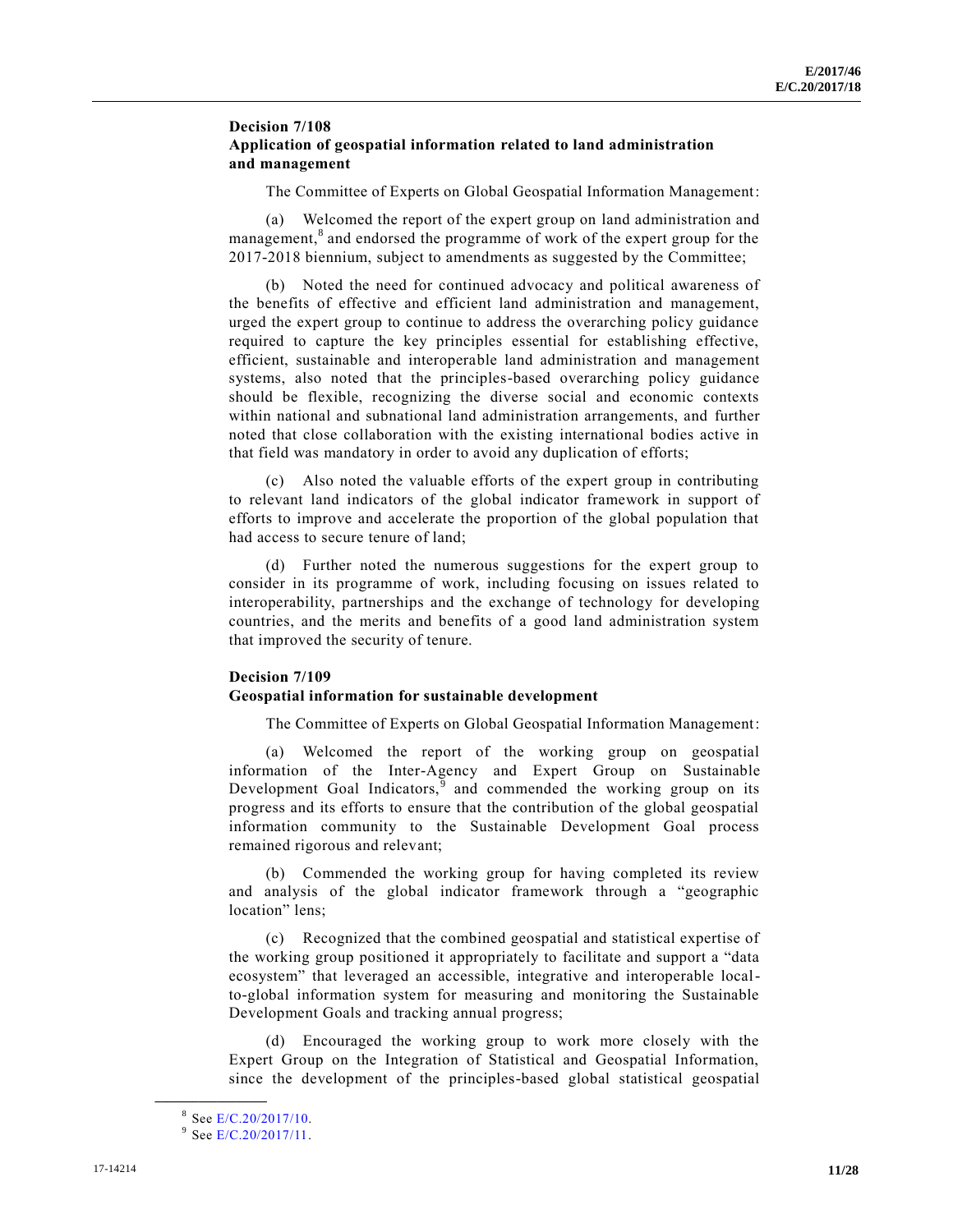### Decision 7/108
### Application of geospatial information related to land administration and management

The Committee of Experts on Global Geospatial Information Management:

(a) Welcomed the report of the expert group on land administration and management,[8] and endorsed the programme of work of the expert group for the 2017-2018 biennium, subject to amendments as suggested by the Committee;

(b) Noted the need for continued advocacy and political awareness of the benefits of effective and efficient land administration and management, urged the expert group to continue to address the overarching policy guidance required to capture the key principles essential for establishing effective, efficient, sustainable and interoperable land administration and management systems, also noted that the principles-based overarching policy guidance should be flexible, recognizing the diverse social and economic contexts within national and subnational land administration arrangements, and further noted that close collaboration with the existing international bodies active in that field was mandatory in order to avoid any duplication of efforts;

(c) Also noted the valuable efforts of the expert group in contributing to relevant land indicators of the global indicator framework in support of efforts to improve and accelerate the proportion of the global population that had access to secure tenure of land;

(d) Further noted the numerous suggestions for the expert group to consider in its programme of work, including focusing on issues related to interoperability, partnerships and the exchange of technology for developing countries, and the merits and benefits of a good land administration system that improved the security of tenure.

### Decision 7/109
### Geospatial information for sustainable development

The Committee of Experts on Global Geospatial Information Management:

(a) Welcomed the report of the working group on geospatial information of the Inter-Agency and Expert Group on Sustainable Development Goal Indicators,[9] and commended the working group on its progress and its efforts to ensure that the contribution of the global geospatial information community to the Sustainable Development Goal process remained rigorous and relevant;

(b) Commended the working group for having completed its review and analysis of the global indicator framework through a "geographic location" lens;

(c) Recognized that the combined geospatial and statistical expertise of the working group positioned it appropriately to facilitate and support a "data ecosystem" that leveraged an accessible, integrative and interoperable local-to-global information system for measuring and monitoring the Sustainable Development Goals and tracking annual progress;

(d) Encouraged the working group to work more closely with the Expert Group on the Integration of Statistical and Geospatial Information, since the development of the principles-based global statistical geospatial

---

[8] See E/C.20/2017/10.

[9] See E/C.20/2017/11.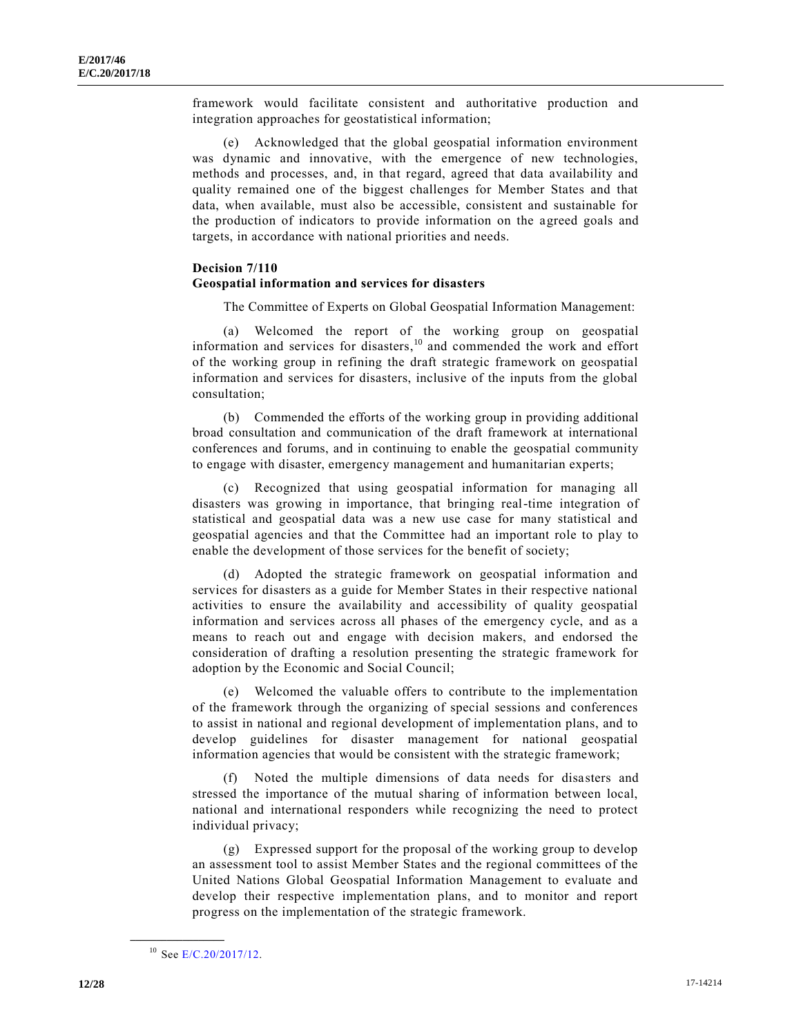framework would facilitate consistent and authoritative production and integration approaches for geostatistical information;

(e) Acknowledged that the global geospatial information environment was dynamic and innovative, with the emergence of new technologies, methods and processes, and, in that regard, agreed that data availability and quality remained one of the biggest challenges for Member States and that data, when available, must also be accessible, consistent and sustainable for the production of indicators to provide information on the agreed goals and targets, in accordance with national priorities and needs.

**Decision 7/110**
**Geospatial information and services for disasters**

The Committee of Experts on Global Geospatial Information Management:

(a) Welcomed the report of the working group on geospatial information and services for disasters,[10] and commended the work and effort of the working group in refining the draft strategic framework on geospatial information and services for disasters, inclusive of the inputs from the global consultation;

(b) Commended the efforts of the working group in providing additional broad consultation and communication of the draft framework at international conferences and forums, and in continuing to enable the geospatial community to engage with disaster, emergency management and humanitarian experts;

(c) Recognized that using geospatial information for managing all disasters was growing in importance, that bringing real-time integration of statistical and geospatial data was a new use case for many statistical and geospatial agencies and that the Committee had an important role to play to enable the development of those services for the benefit of society;

(d) Adopted the strategic framework on geospatial information and services for disasters as a guide for Member States in their respective national activities to ensure the availability and accessibility of quality geospatial information and services across all phases of the emergency cycle, and as a means to reach out and engage with decision makers, and endorsed the consideration of drafting a resolution presenting the strategic framework for adoption by the Economic and Social Council;

(e) Welcomed the valuable offers to contribute to the implementation of the framework through the organizing of special sessions and conferences to assist in national and regional development of implementation plans, and to develop guidelines for disaster management for national geospatial information agencies that would be consistent with the strategic framework;

(f) Noted the multiple dimensions of data needs for disasters and stressed the importance of the mutual sharing of information between local, national and international responders while recognizing the need to protect individual privacy;

(g) Expressed support for the proposal of the working group to develop an assessment tool to assist Member States and the regional committees of the United Nations Global Geospatial Information Management to evaluate and develop their respective implementation plans, and to monitor and report progress on the implementation of the strategic framework.

[10] See E/C.20/2017/12.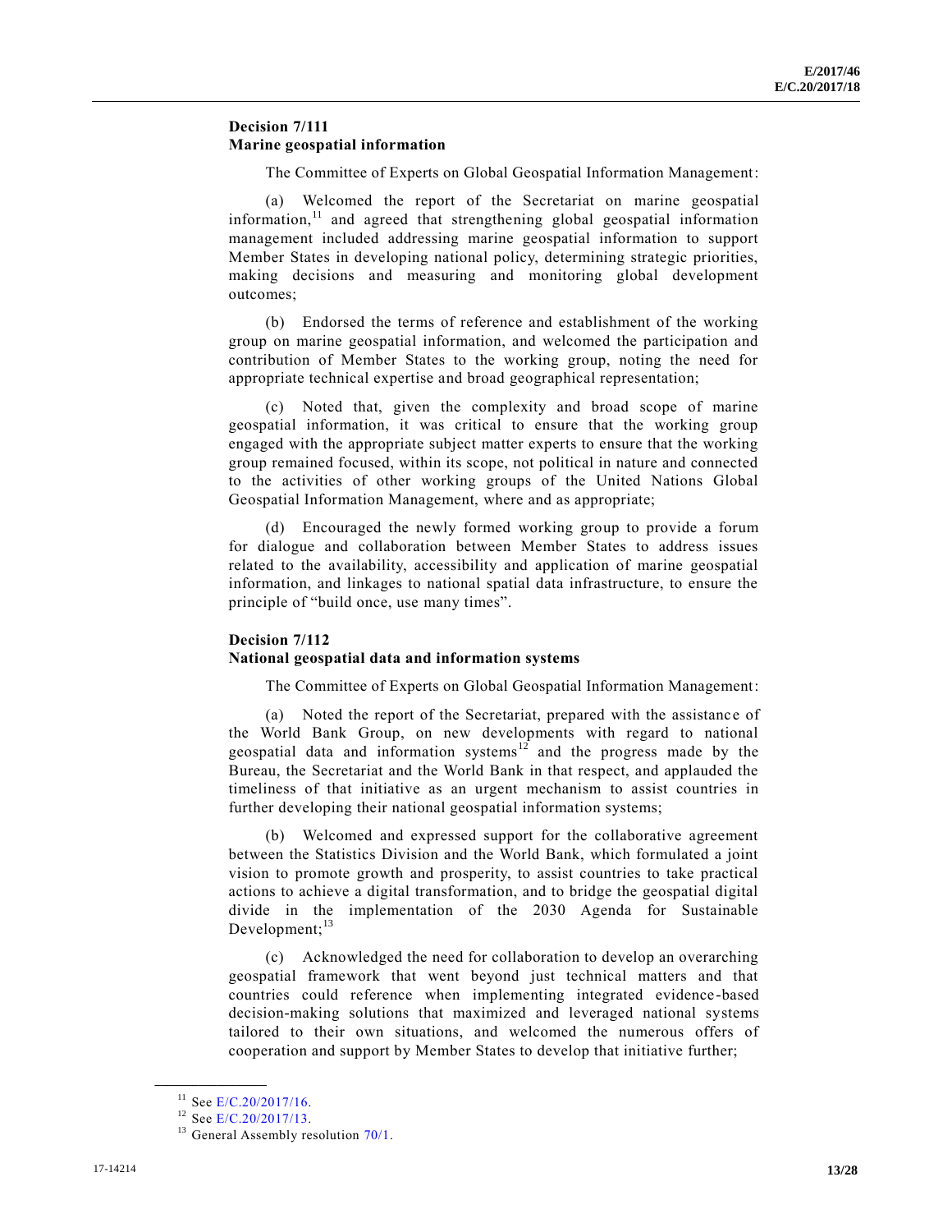### Decision 7/111
### Marine geospatial information

The Committee of Experts on Global Geospatial Information Management:

(a) Welcomed the report of the Secretariat on marine geospatial information,[11] and agreed that strengthening global geospatial information management included addressing marine geospatial information to support Member States in developing national policy, determining strategic priorities, making decisions and measuring and monitoring global development outcomes;

(b) Endorsed the terms of reference and establishment of the working group on marine geospatial information, and welcomed the participation and contribution of Member States to the working group, noting the need for appropriate technical expertise and broad geographical representation;

(c) Noted that, given the complexity and broad scope of marine geospatial information, it was critical to ensure that the working group engaged with the appropriate subject matter experts to ensure that the working group remained focused, within its scope, not political in nature and connected to the activities of other working groups of the United Nations Global Geospatial Information Management, where and as appropriate;

(d) Encouraged the newly formed working group to provide a forum for dialogue and collaboration between Member States to address issues related to the availability, accessibility and application of marine geospatial information, and linkages to national spatial data infrastructure, to ensure the principle of "build once, use many times".

### Decision 7/112
### National geospatial data and information systems

The Committee of Experts on Global Geospatial Information Management:

(a) Noted the report of the Secretariat, prepared with the assistance of the World Bank Group, on new developments with regard to national geospatial data and information systems[12] and the progress made by the Bureau, the Secretariat and the World Bank in that respect, and applauded the timeliness of that initiative as an urgent mechanism to assist countries in further developing their national geospatial information systems;

(b) Welcomed and expressed support for the collaborative agreement between the Statistics Division and the World Bank, which formulated a joint vision to promote growth and prosperity, to assist countries to take practical actions to achieve a digital transformation, and to bridge the geospatial digital divide in the implementation of the 2030 Agenda for Sustainable Development;[13]

(c) Acknowledged the need for collaboration to develop an overarching geospatial framework that went beyond just technical matters and that countries could reference when implementing integrated evidence-based decision-making solutions that maximized and leveraged national systems tailored to their own situations, and welcomed the numerous offers of cooperation and support by Member States to develop that initiative further;

---

[11] See E/C.20/2017/16.

[12] See E/C.20/2017/13.

[13] General Assembly resolution 70/1.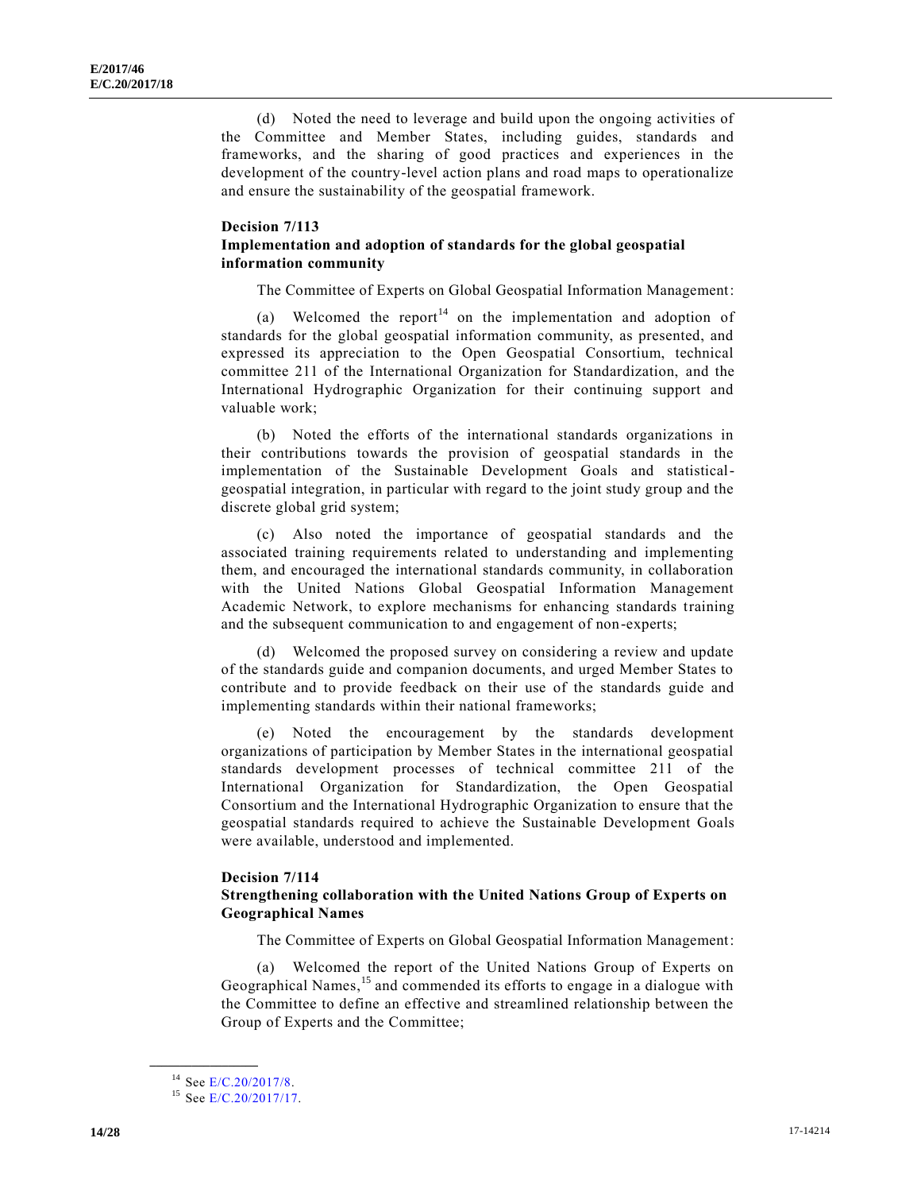(d) Noted the need to leverage and build upon the ongoing activities of the Committee and Member States, including guides, standards and frameworks, and the sharing of good practices and experiences in the development of the country-level action plans and road maps to operationalize and ensure the sustainability of the geospatial framework.

**Decision 7/113**
**Implementation and adoption of standards for the global geospatial information community**

The Committee of Experts on Global Geospatial Information Management:

(a) Welcomed the report[14] on the implementation and adoption of standards for the global geospatial information community, as presented, and expressed its appreciation to the Open Geospatial Consortium, technical committee 211 of the International Organization for Standardization, and the International Hydrographic Organization for their continuing support and valuable work;

(b) Noted the efforts of the international standards organizations in their contributions towards the provision of geospatial standards in the implementation of the Sustainable Development Goals and statistical-geospatial integration, in particular with regard to the joint study group and the discrete global grid system;

(c) Also noted the importance of geospatial standards and the associated training requirements related to understanding and implementing them, and encouraged the international standards community, in collaboration with the United Nations Global Geospatial Information Management Academic Network, to explore mechanisms for enhancing standards training and the subsequent communication to and engagement of non-experts;

(d) Welcomed the proposed survey on considering a review and update of the standards guide and companion documents, and urged Member States to contribute and to provide feedback on their use of the standards guide and implementing standards within their national frameworks;

(e) Noted the encouragement by the standards development organizations of participation by Member States in the international geospatial standards development processes of technical committee 211 of the International Organization for Standardization, the Open Geospatial Consortium and the International Hydrographic Organization to ensure that the geospatial standards required to achieve the Sustainable Development Goals were available, understood and implemented.

**Decision 7/114**
**Strengthening collaboration with the United Nations Group of Experts on Geographical Names**

The Committee of Experts on Global Geospatial Information Management:

(a) Welcomed the report of the United Nations Group of Experts on Geographical Names,[15] and commended its efforts to engage in a dialogue with the Committee to define an effective and streamlined relationship between the Group of Experts and the Committee;

---

[14] See E/C.20/2017/8.

[15] See E/C.20/2017/17.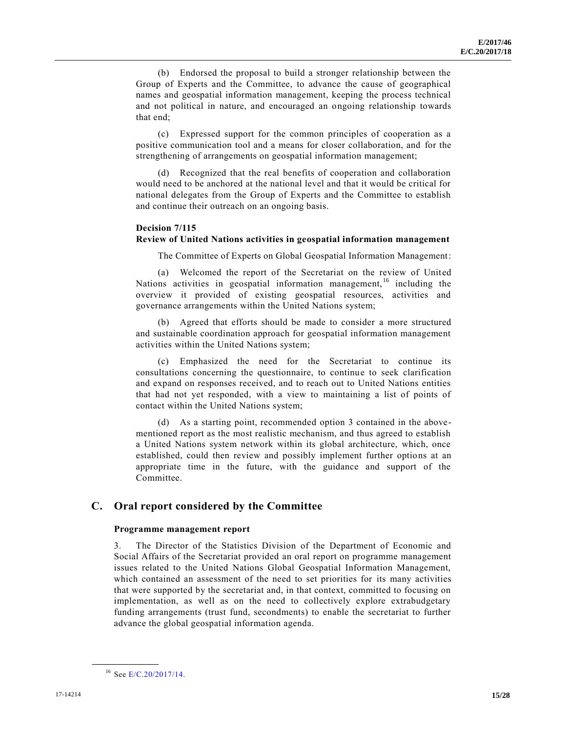(b) Endorsed the proposal to build a stronger relationship between the Group of Experts and the Committee, to advance the cause of geographical names and geospatial information management, keeping the process technical and not political in nature, and encouraged an ongoing relationship towards that end;

(c) Expressed support for the common principles of cooperation as a positive communication tool and a means for closer collaboration, and for the strengthening of arrangements on geospatial information management;

(d) Recognized that the real benefits of cooperation and collaboration would need to be anchored at the national level and that it would be critical for national delegates from the Group of Experts and the Committee to establish and continue their outreach on an ongoing basis.

**Decision 7/115**
**Review of United Nations activities in geospatial information management**

The Committee of Experts on Global Geospatial Information Management:

(a) Welcomed the report of the Secretariat on the review of United Nations activities in geospatial information management,[16] including the overview it provided of existing geospatial resources, activities and governance arrangements within the United Nations system;

(b) Agreed that efforts should be made to consider a more structured and sustainable coordination approach for geospatial information management activities within the United Nations system;

(c) Emphasized the need for the Secretariat to continue its consultations concerning the questionnaire, to continue to seek clarification and expand on responses received, and to reach out to United Nations entities that had not yet responded, with a view to maintaining a list of points of contact within the United Nations system;

(d) As a starting point, recommended option 3 contained in the above-mentioned report as the most realistic mechanism, and thus agreed to establish a United Nations system network within its global architecture, which, once established, could then review and possibly implement further options at an appropriate time in the future, with the guidance and support of the Committee.

## C. Oral report considered by the Committee

### Programme management report

3. The Director of the Statistics Division of the Department of Economic and Social Affairs of the Secretariat provided an oral report on programme management issues related to the United Nations Global Geospatial Information Management, which contained an assessment of the need to set priorities for its many activities that were supported by the secretariat and, in that context, committed to focusing on implementation, as well as on the need to collectively explore extrabudgetary funding arrangements (trust fund, secondments) to enable the secretariat to further advance the global geospatial information agenda.

---

[16] See E/C.20/2017/14.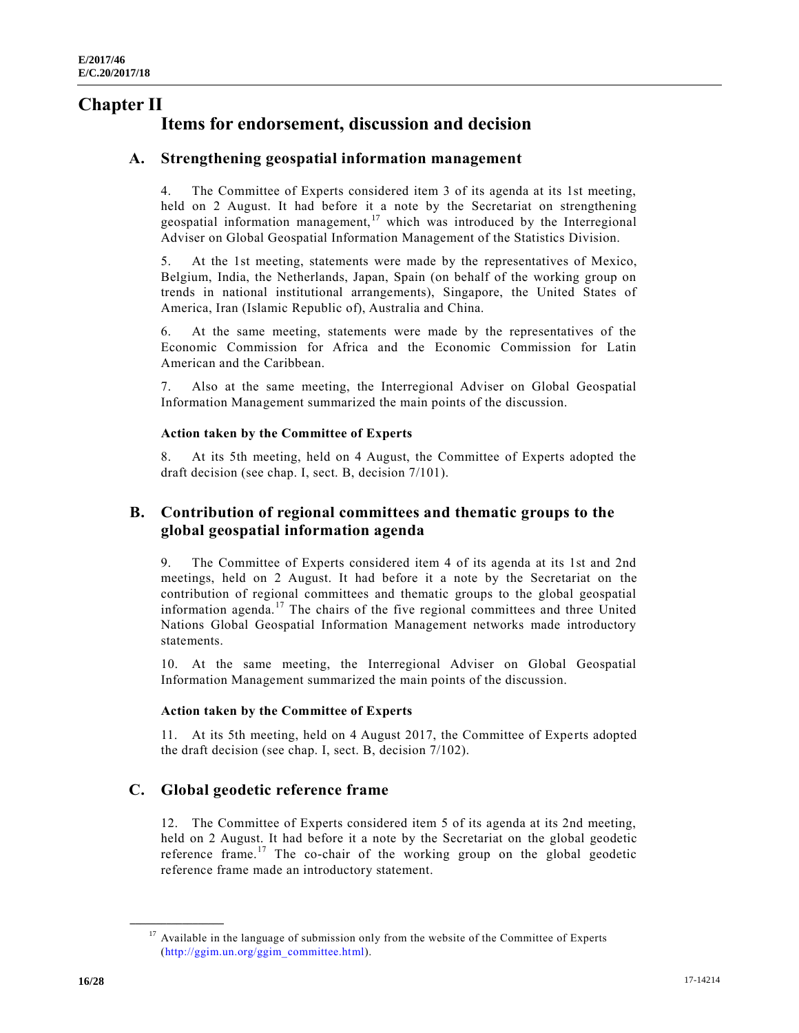# Chapter II

## Items for endorsement, discussion and decision

### A. Strengthening geospatial information management

4. The Committee of Experts considered item 3 of its agenda at its 1st meeting, held on 2 August. It had before it a note by the Secretariat on strengthening geospatial information management,[17] which was introduced by the Interregional Adviser on Global Geospatial Information Management of the Statistics Division.

5. At the 1st meeting, statements were made by the representatives of Mexico, Belgium, India, the Netherlands, Japan, Spain (on behalf of the working group on trends in national institutional arrangements), Singapore, the United States of America, Iran (Islamic Republic of), Australia and China.

6. At the same meeting, statements were made by the representatives of the Economic Commission for Africa and the Economic Commission for Latin American and the Caribbean.

7. Also at the same meeting, the Interregional Adviser on Global Geospatial Information Management summarized the main points of the discussion.

#### Action taken by the Committee of Experts

8. At its 5th meeting, held on 4 August, the Committee of Experts adopted the draft decision (see chap. I, sect. B, decision 7/101).

### B. Contribution of regional committees and thematic groups to the global geospatial information agenda

9. The Committee of Experts considered item 4 of its agenda at its 1st and 2nd meetings, held on 2 August. It had before it a note by the Secretariat on the contribution of regional committees and thematic groups to the global geospatial information agenda.[17] The chairs of the five regional committees and three United Nations Global Geospatial Information Management networks made introductory statements.

10. At the same meeting, the Interregional Adviser on Global Geospatial Information Management summarized the main points of the discussion.

#### Action taken by the Committee of Experts

11. At its 5th meeting, held on 4 August 2017, the Committee of Experts adopted the draft decision (see chap. I, sect. B, decision 7/102).

### C. Global geodetic reference frame

12. The Committee of Experts considered item 5 of its agenda at its 2nd meeting, held on 2 August. It had before it a note by the Secretariat on the global geodetic reference frame.[17] The co-chair of the working group on the global geodetic reference frame made an introductory statement.

---

[17] Available in the language of submission only from the website of the Committee of Experts (http://ggim.un.org/ggim_committee.html).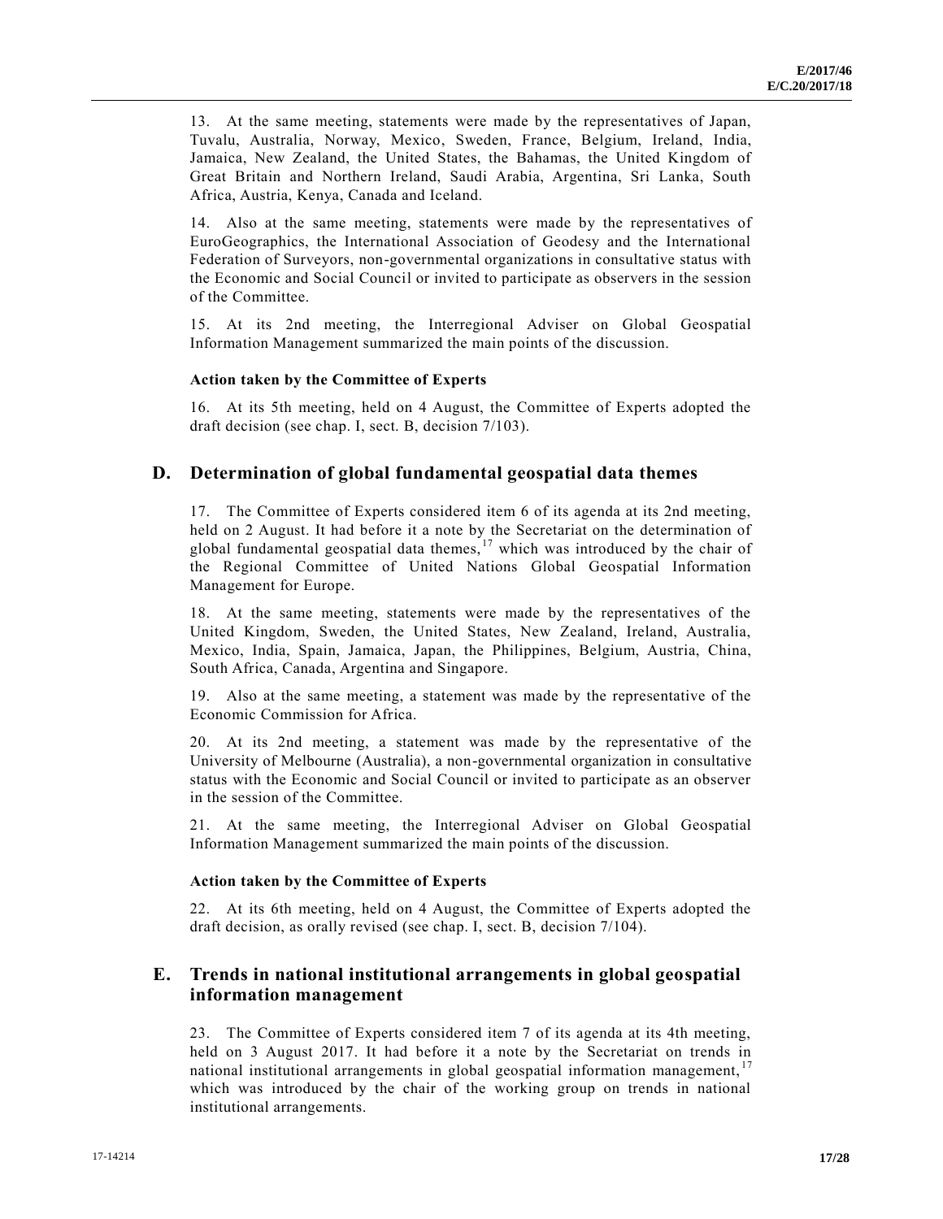13. At the same meeting, statements were made by the representatives of Japan, Tuvalu, Australia, Norway, Mexico, Sweden, France, Belgium, Ireland, India, Jamaica, New Zealand, the United States, the Bahamas, the United Kingdom of Great Britain and Northern Ireland, Saudi Arabia, Argentina, Sri Lanka, South Africa, Austria, Kenya, Canada and Iceland.

14. Also at the same meeting, statements were made by the representatives of EuroGeographics, the International Association of Geodesy and the International Federation of Surveyors, non-governmental organizations in consultative status with the Economic and Social Council or invited to participate as observers in the session of the Committee.

15. At its 2nd meeting, the Interregional Adviser on Global Geospatial Information Management summarized the main points of the discussion.

#### Action taken by the Committee of Experts

16. At its 5th meeting, held on 4 August, the Committee of Experts adopted the draft decision (see chap. I, sect. B, decision 7/103).

## D. Determination of global fundamental geospatial data themes

17. The Committee of Experts considered item 6 of its agenda at its 2nd meeting, held on 2 August. It had before it a note by the Secretariat on the determination of global fundamental geospatial data themes,[17] which was introduced by the chair of the Regional Committee of United Nations Global Geospatial Information Management for Europe.

18. At the same meeting, statements were made by the representatives of the United Kingdom, Sweden, the United States, New Zealand, Ireland, Australia, Mexico, India, Spain, Jamaica, Japan, the Philippines, Belgium, Austria, China, South Africa, Canada, Argentina and Singapore.

19. Also at the same meeting, a statement was made by the representative of the Economic Commission for Africa.

20. At its 2nd meeting, a statement was made by the representative of the University of Melbourne (Australia), a non-governmental organization in consultative status with the Economic and Social Council or invited to participate as an observer in the session of the Committee.

21. At the same meeting, the Interregional Adviser on Global Geospatial Information Management summarized the main points of the discussion.

#### Action taken by the Committee of Experts

22. At its 6th meeting, held on 4 August, the Committee of Experts adopted the draft decision, as orally revised (see chap. I, sect. B, decision 7/104).

## E. Trends in national institutional arrangements in global geospatial information management

23. The Committee of Experts considered item 7 of its agenda at its 4th meeting, held on 3 August 2017. It had before it a note by the Secretariat on trends in national institutional arrangements in global geospatial information management,[17] which was introduced by the chair of the working group on trends in national institutional arrangements.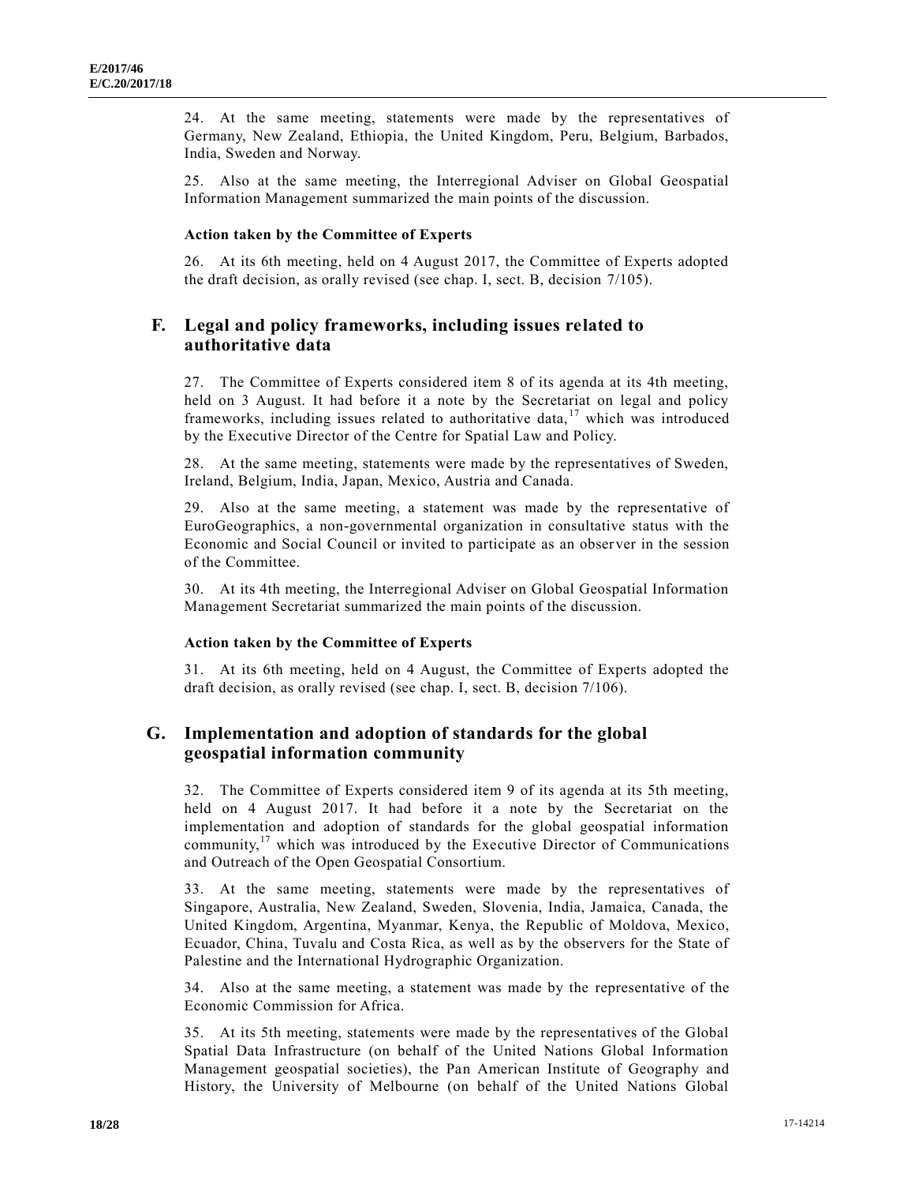24. At the same meeting, statements were made by the representatives of Germany, New Zealand, Ethiopia, the United Kingdom, Peru, Belgium, Barbados, India, Sweden and Norway.

25. Also at the same meeting, the Interregional Adviser on Global Geospatial Information Management summarized the main points of the discussion.

#### Action taken by the Committee of Experts

26. At its 6th meeting, held on 4 August 2017, the Committee of Experts adopted the draft decision, as orally revised (see chap. I, sect. B, decision 7/105).

## F. Legal and policy frameworks, including issues related to authoritative data

27. The Committee of Experts considered item 8 of its agenda at its 4th meeting, held on 3 August. It had before it a note by the Secretariat on legal and policy frameworks, including issues related to authoritative data,[17] which was introduced by the Executive Director of the Centre for Spatial Law and Policy.

28. At the same meeting, statements were made by the representatives of Sweden, Ireland, Belgium, India, Japan, Mexico, Austria and Canada.

29. Also at the same meeting, a statement was made by the representative of EuroGeographics, a non-governmental organization in consultative status with the Economic and Social Council or invited to participate as an observer in the session of the Committee.

30. At its 4th meeting, the Interregional Adviser on Global Geospatial Information Management Secretariat summarized the main points of the discussion.

#### Action taken by the Committee of Experts

31. At its 6th meeting, held on 4 August, the Committee of Experts adopted the draft decision, as orally revised (see chap. I, sect. B, decision 7/106).

## G. Implementation and adoption of standards for the global geospatial information community

32. The Committee of Experts considered item 9 of its agenda at its 5th meeting, held on 4 August 2017. It had before it a note by the Secretariat on the implementation and adoption of standards for the global geospatial information community,[17] which was introduced by the Executive Director of Communications and Outreach of the Open Geospatial Consortium.

33. At the same meeting, statements were made by the representatives of Singapore, Australia, New Zealand, Sweden, Slovenia, India, Jamaica, Canada, the United Kingdom, Argentina, Myanmar, Kenya, the Republic of Moldova, Mexico, Ecuador, China, Tuvalu and Costa Rica, as well as by the observers for the State of Palestine and the International Hydrographic Organization.

34. Also at the same meeting, a statement was made by the representative of the Economic Commission for Africa.

35. At its 5th meeting, statements were made by the representatives of the Global Spatial Data Infrastructure (on behalf of the United Nations Global Information Management geospatial societies), the Pan American Institute of Geography and History, the University of Melbourne (on behalf of the United Nations Global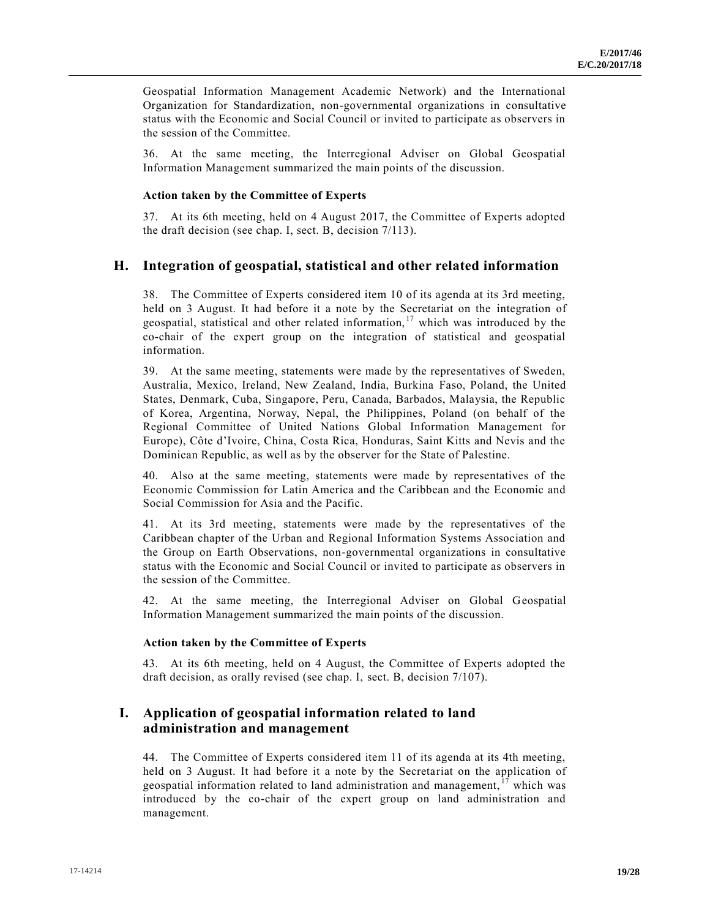Geospatial Information Management Academic Network) and the International Organization for Standardization, non-governmental organizations in consultative status with the Economic and Social Council or invited to participate as observers in the session of the Committee.

36. At the same meeting, the Interregional Adviser on Global Geospatial Information Management summarized the main points of the discussion.

#### Action taken by the Committee of Experts

37. At its 6th meeting, held on 4 August 2017, the Committee of Experts adopted the draft decision (see chap. I, sect. B, decision 7/113).

## H. Integration of geospatial, statistical and other related information

38. The Committee of Experts considered item 10 of its agenda at its 3rd meeting, held on 3 August. It had before it a note by the Secretariat on the integration of geospatial, statistical and other related information,[17] which was introduced by the co-chair of the expert group on the integration of statistical and geospatial information.

39. At the same meeting, statements were made by the representatives of Sweden, Australia, Mexico, Ireland, New Zealand, India, Burkina Faso, Poland, the United States, Denmark, Cuba, Singapore, Peru, Canada, Barbados, Malaysia, the Republic of Korea, Argentina, Norway, Nepal, the Philippines, Poland (on behalf of the Regional Committee of United Nations Global Information Management for Europe), Côte d'Ivoire, China, Costa Rica, Honduras, Saint Kitts and Nevis and the Dominican Republic, as well as by the observer for the State of Palestine.

40. Also at the same meeting, statements were made by representatives of the Economic Commission for Latin America and the Caribbean and the Economic and Social Commission for Asia and the Pacific.

41. At its 3rd meeting, statements were made by the representatives of the Caribbean chapter of the Urban and Regional Information Systems Association and the Group on Earth Observations, non-governmental organizations in consultative status with the Economic and Social Council or invited to participate as observers in the session of the Committee.

42. At the same meeting, the Interregional Adviser on Global Geospatial Information Management summarized the main points of the discussion.

#### Action taken by the Committee of Experts

43. At its 6th meeting, held on 4 August, the Committee of Experts adopted the draft decision, as orally revised (see chap. I, sect. B, decision 7/107).

## I. Application of geospatial information related to land administration and management

44. The Committee of Experts considered item 11 of its agenda at its 4th meeting, held on 3 August. It had before it a note by the Secretariat on the application of geospatial information related to land administration and management,[17] which was introduced by the co-chair of the expert group on land administration and management.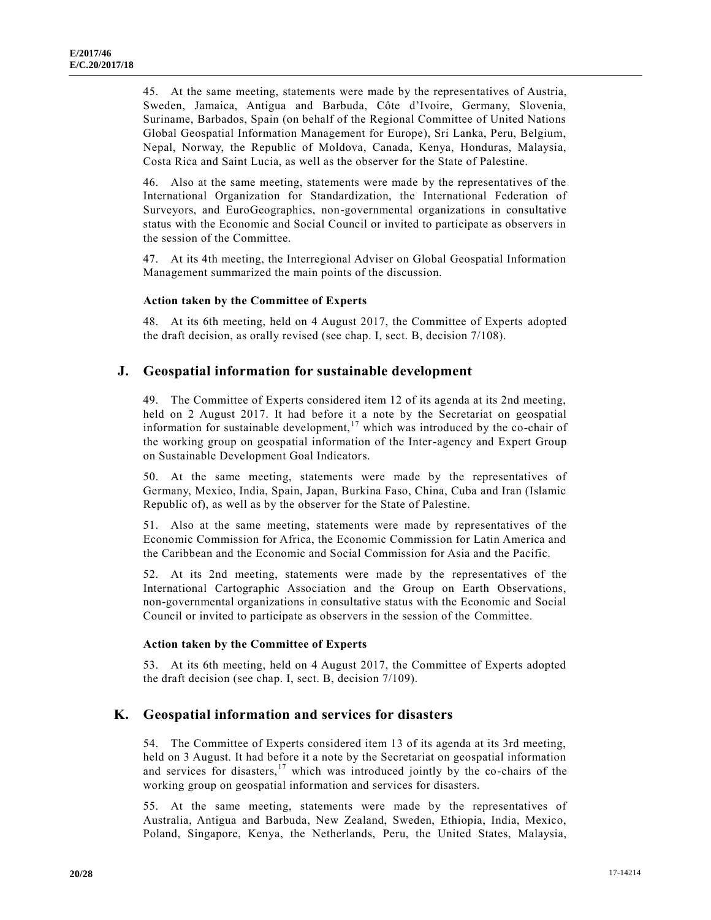45. At the same meeting, statements were made by the representatives of Austria, Sweden, Jamaica, Antigua and Barbuda, Côte d'Ivoire, Germany, Slovenia, Suriname, Barbados, Spain (on behalf of the Regional Committee of United Nations Global Geospatial Information Management for Europe), Sri Lanka, Peru, Belgium, Nepal, Norway, the Republic of Moldova, Canada, Kenya, Honduras, Malaysia, Costa Rica and Saint Lucia, as well as the observer for the State of Palestine.

46. Also at the same meeting, statements were made by the representatives of the International Organization for Standardization, the International Federation of Surveyors, and EuroGeographics, non-governmental organizations in consultative status with the Economic and Social Council or invited to participate as observers in the session of the Committee.

47. At its 4th meeting, the Interregional Adviser on Global Geospatial Information Management summarized the main points of the discussion.

#### Action taken by the Committee of Experts

48. At its 6th meeting, held on 4 August 2017, the Committee of Experts adopted the draft decision, as orally revised (see chap. I, sect. B, decision 7/108).

## J. Geospatial information for sustainable development

49. The Committee of Experts considered item 12 of its agenda at its 2nd meeting, held on 2 August 2017. It had before it a note by the Secretariat on geospatial information for sustainable development,[17] which was introduced by the co-chair of the working group on geospatial information of the Inter-agency and Expert Group on Sustainable Development Goal Indicators.

50. At the same meeting, statements were made by the representatives of Germany, Mexico, India, Spain, Japan, Burkina Faso, China, Cuba and Iran (Islamic Republic of), as well as by the observer for the State of Palestine.

51. Also at the same meeting, statements were made by representatives of the Economic Commission for Africa, the Economic Commission for Latin America and the Caribbean and the Economic and Social Commission for Asia and the Pacific.

52. At its 2nd meeting, statements were made by the representatives of the International Cartographic Association and the Group on Earth Observations, non-governmental organizations in consultative status with the Economic and Social Council or invited to participate as observers in the session of the Committee.

#### Action taken by the Committee of Experts

53. At its 6th meeting, held on 4 August 2017, the Committee of Experts adopted the draft decision (see chap. I, sect. B, decision 7/109).

## K. Geospatial information and services for disasters

54. The Committee of Experts considered item 13 of its agenda at its 3rd meeting, held on 3 August. It had before it a note by the Secretariat on geospatial information and services for disasters,[17] which was introduced jointly by the co-chairs of the working group on geospatial information and services for disasters.

55. At the same meeting, statements were made by the representatives of Australia, Antigua and Barbuda, New Zealand, Sweden, Ethiopia, India, Mexico, Poland, Singapore, Kenya, the Netherlands, Peru, the United States, Malaysia,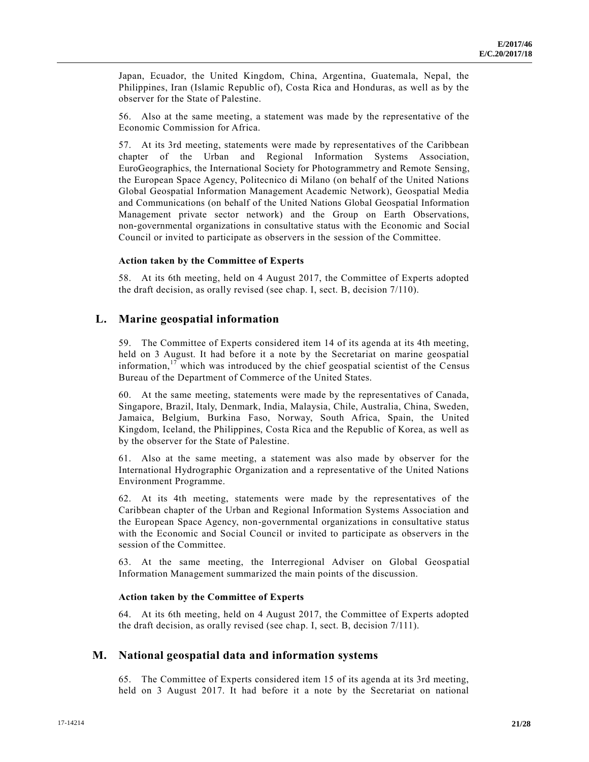Japan, Ecuador, the United Kingdom, China, Argentina, Guatemala, Nepal, the Philippines, Iran (Islamic Republic of), Costa Rica and Honduras, as well as by the observer for the State of Palestine.

56. Also at the same meeting, a statement was made by the representative of the Economic Commission for Africa.

57. At its 3rd meeting, statements were made by representatives of the Caribbean chapter of the Urban and Regional Information Systems Association, EuroGeographics, the International Society for Photogrammetry and Remote Sensing, the European Space Agency, Politecnico di Milano (on behalf of the United Nations Global Geospatial Information Management Academic Network), Geospatial Media and Communications (on behalf of the United Nations Global Geospatial Information Management private sector network) and the Group on Earth Observations, non-governmental organizations in consultative status with the Economic and Social Council or invited to participate as observers in the session of the Committee.

#### Action taken by the Committee of Experts

58. At its 6th meeting, held on 4 August 2017, the Committee of Experts adopted the draft decision, as orally revised (see chap. I, sect. B, decision 7/110).

## L. Marine geospatial information

59. The Committee of Experts considered item 14 of its agenda at its 4th meeting, held on 3 August. It had before it a note by the Secretariat on marine geospatial information,[17] which was introduced by the chief geospatial scientist of the Census Bureau of the Department of Commerce of the United States.

60. At the same meeting, statements were made by the representatives of Canada, Singapore, Brazil, Italy, Denmark, India, Malaysia, Chile, Australia, China, Sweden, Jamaica, Belgium, Burkina Faso, Norway, South Africa, Spain, the United Kingdom, Iceland, the Philippines, Costa Rica and the Republic of Korea, as well as by the observer for the State of Palestine.

61. Also at the same meeting, a statement was also made by observer for the International Hydrographic Organization and a representative of the United Nations Environment Programme.

62. At its 4th meeting, statements were made by the representatives of the Caribbean chapter of the Urban and Regional Information Systems Association and the European Space Agency, non-governmental organizations in consultative status with the Economic and Social Council or invited to participate as observers in the session of the Committee.

63. At the same meeting, the Interregional Adviser on Global Geospatial Information Management summarized the main points of the discussion.

#### Action taken by the Committee of Experts

64. At its 6th meeting, held on 4 August 2017, the Committee of Experts adopted the draft decision, as orally revised (see chap. I, sect. B, decision 7/111).

## M. National geospatial data and information systems

65. The Committee of Experts considered item 15 of its agenda at its 3rd meeting, held on 3 August 2017. It had before it a note by the Secretariat on national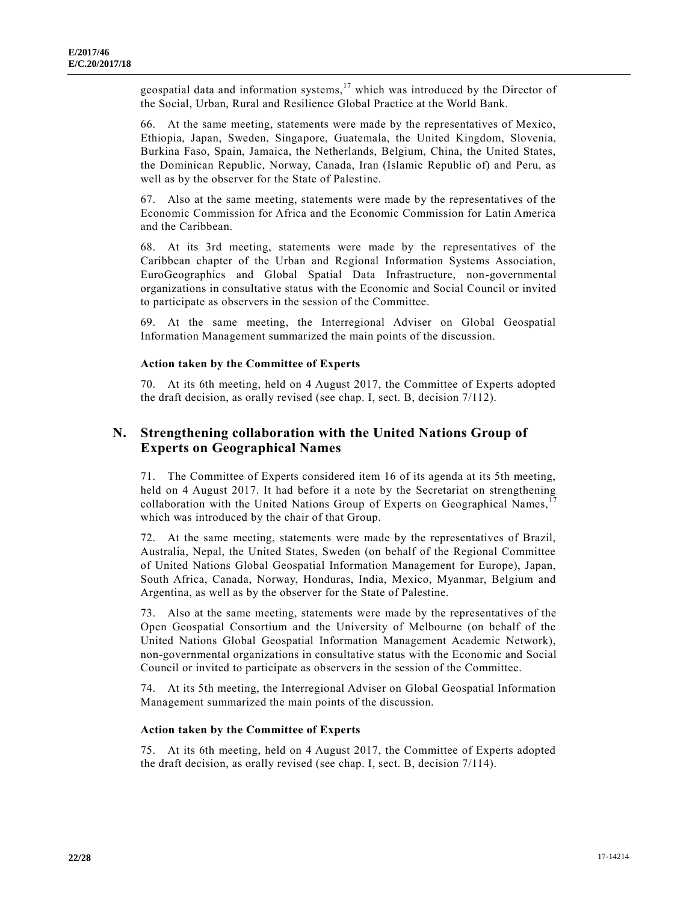geospatial data and information systems,[17] which was introduced by the Director of the Social, Urban, Rural and Resilience Global Practice at the World Bank.

66. At the same meeting, statements were made by the representatives of Mexico, Ethiopia, Japan, Sweden, Singapore, Guatemala, the United Kingdom, Slovenia, Burkina Faso, Spain, Jamaica, the Netherlands, Belgium, China, the United States, the Dominican Republic, Norway, Canada, Iran (Islamic Republic of) and Peru, as well as by the observer for the State of Palestine.

67. Also at the same meeting, statements were made by the representatives of the Economic Commission for Africa and the Economic Commission for Latin America and the Caribbean.

68. At its 3rd meeting, statements were made by the representatives of the Caribbean chapter of the Urban and Regional Information Systems Association, EuroGeographics and Global Spatial Data Infrastructure, non-governmental organizations in consultative status with the Economic and Social Council or invited to participate as observers in the session of the Committee.

69. At the same meeting, the Interregional Adviser on Global Geospatial Information Management summarized the main points of the discussion.

### Action taken by the Committee of Experts

70. At its 6th meeting, held on 4 August 2017, the Committee of Experts adopted the draft decision, as orally revised (see chap. I, sect. B, decision 7/112).

## N. Strengthening collaboration with the United Nations Group of Experts on Geographical Names

71. The Committee of Experts considered item 16 of its agenda at its 5th meeting, held on 4 August 2017. It had before it a note by the Secretariat on strengthening collaboration with the United Nations Group of Experts on Geographical Names,[17] which was introduced by the chair of that Group.

72. At the same meeting, statements were made by the representatives of Brazil, Australia, Nepal, the United States, Sweden (on behalf of the Regional Committee of United Nations Global Geospatial Information Management for Europe), Japan, South Africa, Canada, Norway, Honduras, India, Mexico, Myanmar, Belgium and Argentina, as well as by the observer for the State of Palestine.

73. Also at the same meeting, statements were made by the representatives of the Open Geospatial Consortium and the University of Melbourne (on behalf of the United Nations Global Geospatial Information Management Academic Network), non-governmental organizations in consultative status with the Economic and Social Council or invited to participate as observers in the session of the Committee.

74. At its 5th meeting, the Interregional Adviser on Global Geospatial Information Management summarized the main points of the discussion.

### Action taken by the Committee of Experts

75. At its 6th meeting, held on 4 August 2017, the Committee of Experts adopted the draft decision, as orally revised (see chap. I, sect. B, decision 7/114).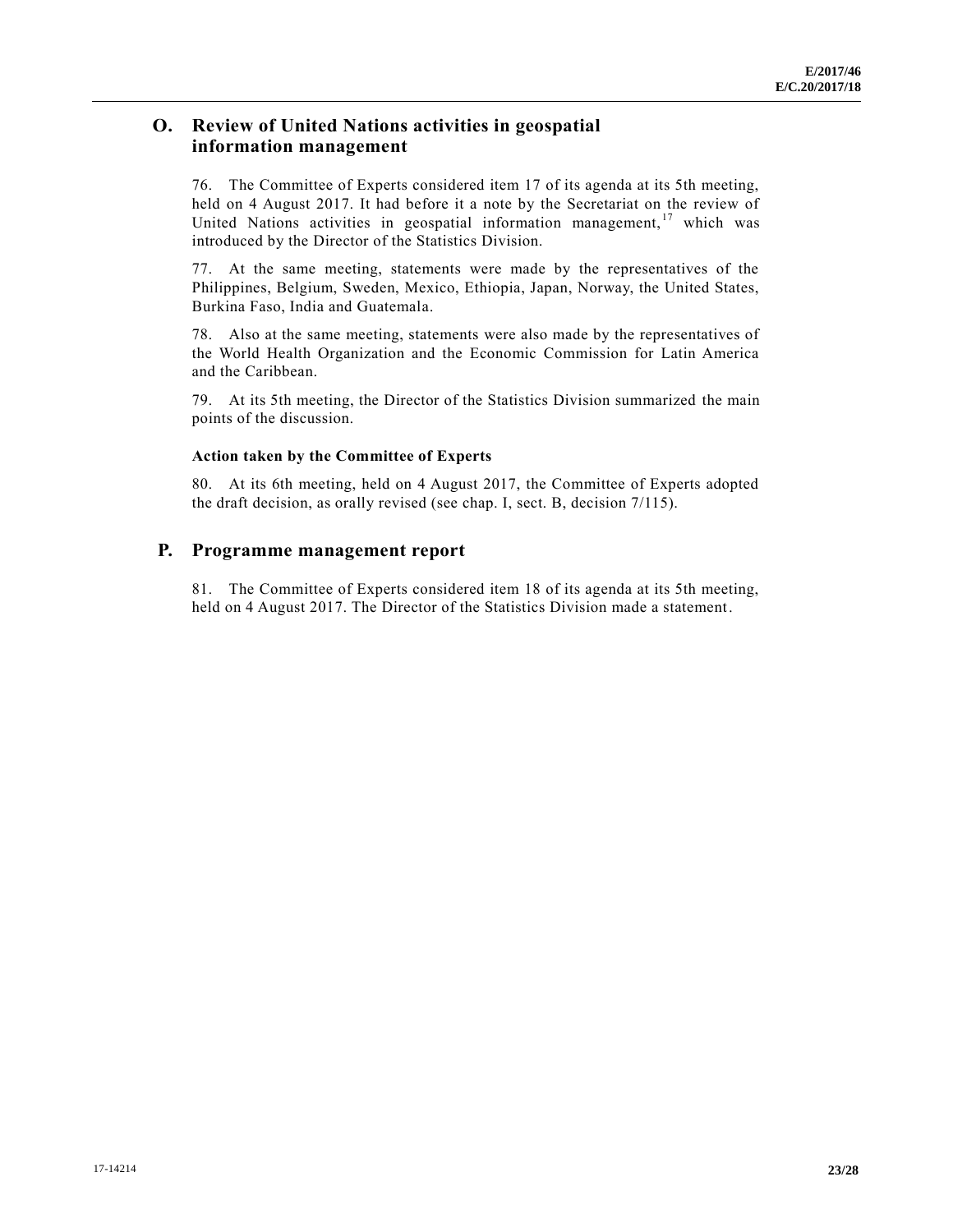## O. Review of United Nations activities in geospatial information management

76. The Committee of Experts considered item 17 of its agenda at its 5th meeting, held on 4 August 2017. It had before it a note by the Secretariat on the review of United Nations activities in geospatial information management,[17] which was introduced by the Director of the Statistics Division.

77. At the same meeting, statements were made by the representatives of the Philippines, Belgium, Sweden, Mexico, Ethiopia, Japan, Norway, the United States, Burkina Faso, India and Guatemala.

78. Also at the same meeting, statements were also made by the representatives of the World Health Organization and the Economic Commission for Latin America and the Caribbean.

79. At its 5th meeting, the Director of the Statistics Division summarized the main points of the discussion.

#### Action taken by the Committee of Experts

80. At its 6th meeting, held on 4 August 2017, the Committee of Experts adopted the draft decision, as orally revised (see chap. I, sect. B, decision 7/115).

## P. Programme management report

81. The Committee of Experts considered item 18 of its agenda at its 5th meeting, held on 4 August 2017. The Director of the Statistics Division made a statement.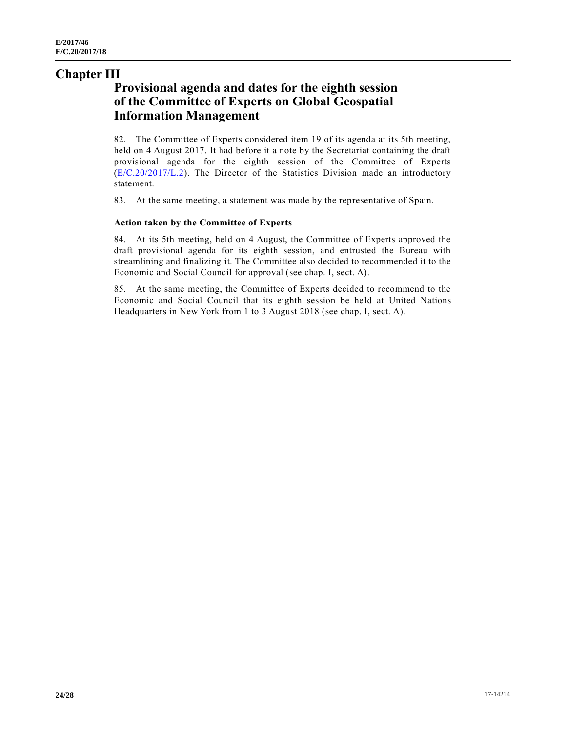# Chapter III

## Provisional agenda and dates for the eighth session of the Committee of Experts on Global Geospatial Information Management

82. The Committee of Experts considered item 19 of its agenda at its 5th meeting, held on 4 August 2017. It had before it a note by the Secretariat containing the draft provisional agenda for the eighth session of the Committee of Experts (E/C.20/2017/L.2). The Director of the Statistics Division made an introductory statement.

83. At the same meeting, a statement was made by the representative of Spain.

### Action taken by the Committee of Experts

84. At its 5th meeting, held on 4 August, the Committee of Experts approved the draft provisional agenda for its eighth session, and entrusted the Bureau with streamlining and finalizing it. The Committee also decided to recommended it to the Economic and Social Council for approval (see chap. I, sect. A).

85. At the same meeting, the Committee of Experts decided to recommend to the Economic and Social Council that its eighth session be held at United Nations Headquarters in New York from 1 to 3 August 2018 (see chap. I, sect. A).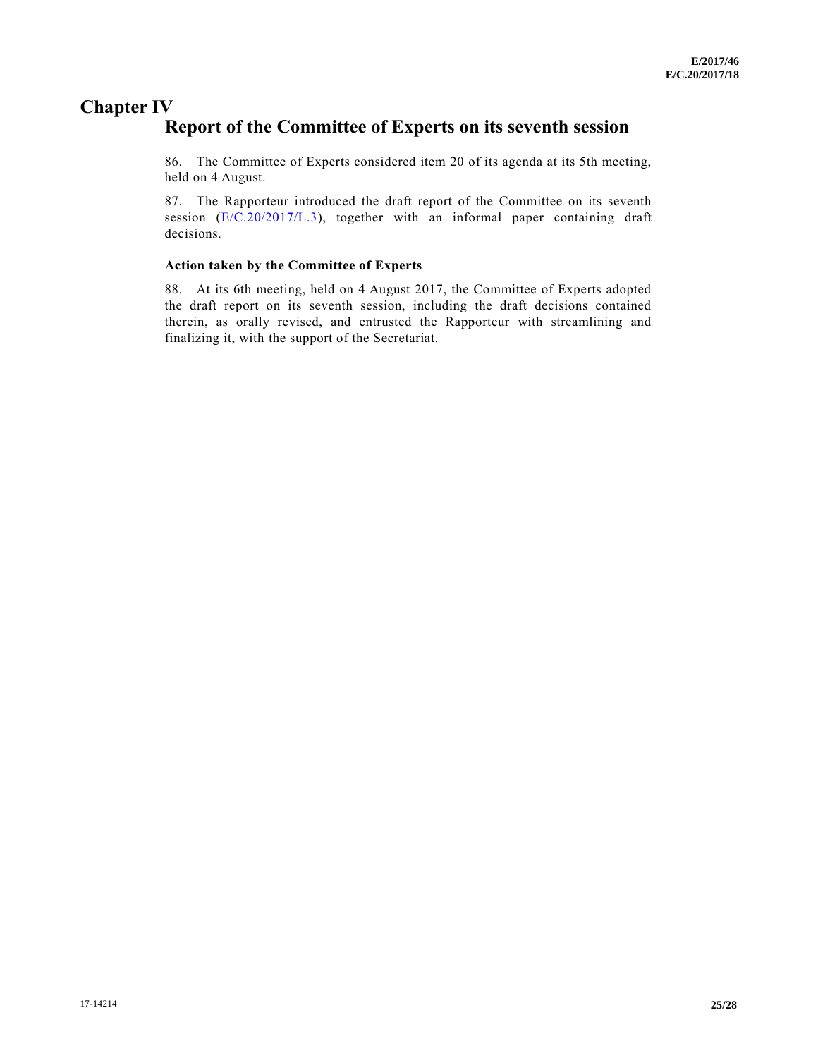# Chapter IV
## Report of the Committee of Experts on its seventh session

86. The Committee of Experts considered item 20 of its agenda at its 5th meeting, held on 4 August.

87. The Rapporteur introduced the draft report of the Committee on its seventh session (E/C.20/2017/L.3), together with an informal paper containing draft decisions.

### Action taken by the Committee of Experts

88. At its 6th meeting, held on 4 August 2017, the Committee of Experts adopted the draft report on its seventh session, including the draft decisions contained therein, as orally revised, and entrusted the Rapporteur with streamlining and finalizing it, with the support of the Secretariat.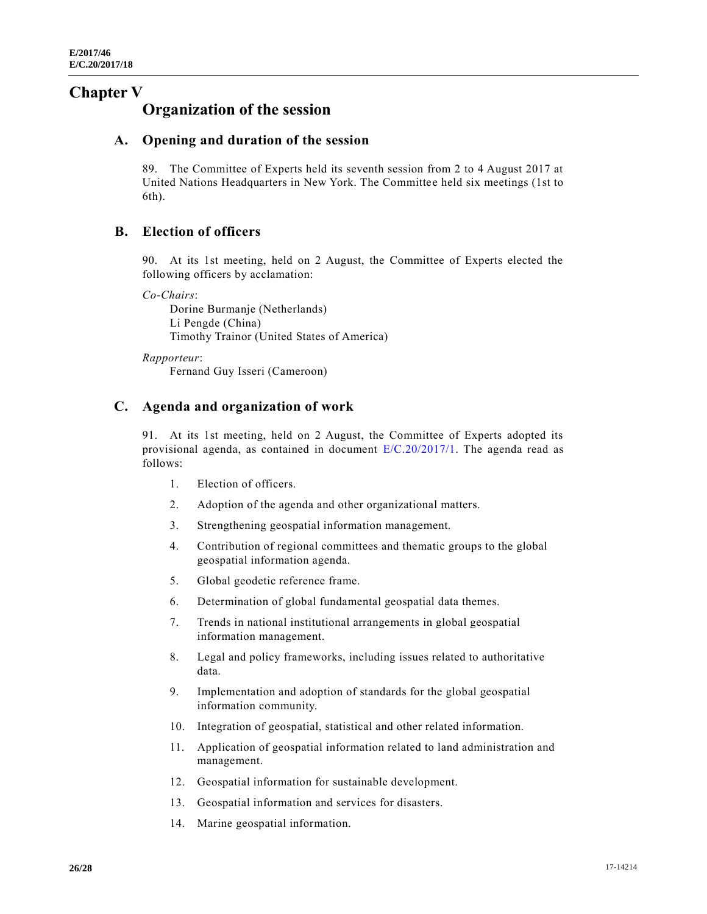# Chapter V

## Organization of the session

### A. Opening and duration of the session

89. The Committee of Experts held its seventh session from 2 to 4 August 2017 at United Nations Headquarters in New York. The Committee held six meetings (1st to 6th).

### B. Election of officers

90. At its 1st meeting, held on 2 August, the Committee of Experts elected the following officers by acclamation:

*Co-Chairs*:

Dorine Burmanje (Netherlands)
Li Pengde (China)
Timothy Trainor (United States of America)

*Rapporteur*:

Fernand Guy Isseri (Cameroon)

### C. Agenda and organization of work

91. At its 1st meeting, held on 2 August, the Committee of Experts adopted its provisional agenda, as contained in document E/C.20/2017/1. The agenda read as follows:

1. Election of officers.
2. Adoption of the agenda and other organizational matters.
3. Strengthening geospatial information management.
4. Contribution of regional committees and thematic groups to the global geospatial information agenda.
5. Global geodetic reference frame.
6. Determination of global fundamental geospatial data themes.
7. Trends in national institutional arrangements in global geospatial information management.
8. Legal and policy frameworks, including issues related to authoritative data.
9. Implementation and adoption of standards for the global geospatial information community.
10. Integration of geospatial, statistical and other related information.
11. Application of geospatial information related to land administration and management.
12. Geospatial information for sustainable development.
13. Geospatial information and services for disasters.
14. Marine geospatial information.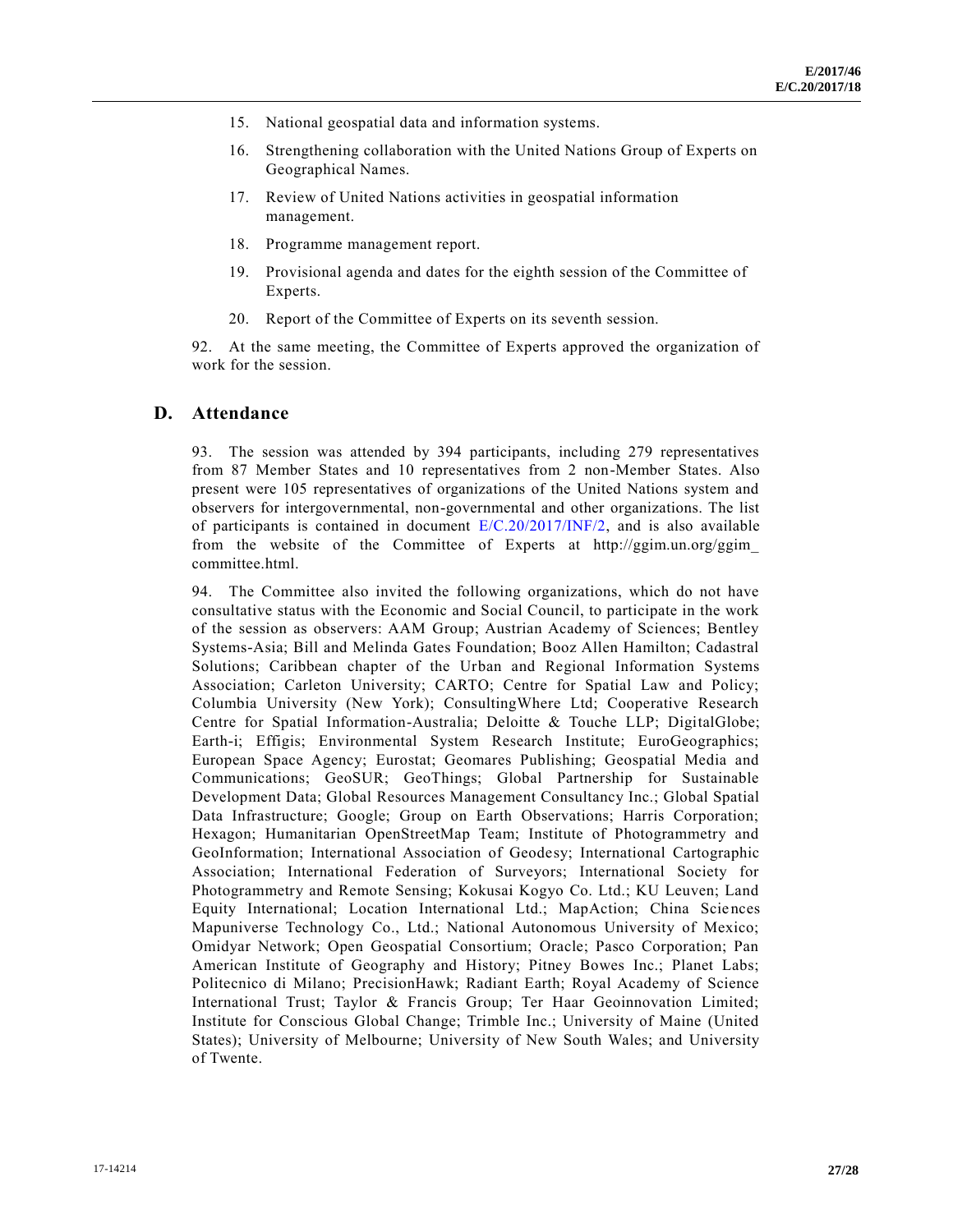15. National geospatial data and information systems.

16. Strengthening collaboration with the United Nations Group of Experts on Geographical Names.

17. Review of United Nations activities in geospatial information management.

18. Programme management report.

19. Provisional agenda and dates for the eighth session of the Committee of Experts.

20. Report of the Committee of Experts on its seventh session.

92. At the same meeting, the Committee of Experts approved the organization of work for the session.

## D. Attendance

93. The session was attended by 394 participants, including 279 representatives from 87 Member States and 10 representatives from 2 non-Member States. Also present were 105 representatives of organizations of the United Nations system and observers for intergovernmental, non-governmental and other organizations. The list of participants is contained in document E/C.20/2017/INF/2, and is also available from the website of the Committee of Experts at http://ggim.un.org/ggim_committee.html.

94. The Committee also invited the following organizations, which do not have consultative status with the Economic and Social Council, to participate in the work of the session as observers: AAM Group; Austrian Academy of Sciences; Bentley Systems-Asia; Bill and Melinda Gates Foundation; Booz Allen Hamilton; Cadastral Solutions; Caribbean chapter of the Urban and Regional Information Systems Association; Carleton University; CARTO; Centre for Spatial Law and Policy; Columbia University (New York); ConsultingWhere Ltd; Cooperative Research Centre for Spatial Information-Australia; Deloitte & Touche LLP; DigitalGlobe; Earth-i; Effigis; Environmental System Research Institute; EuroGeographics; European Space Agency; Eurostat; Geomares Publishing; Geospatial Media and Communications; GeoSUR; GeoThings; Global Partnership for Sustainable Development Data; Global Resources Management Consultancy Inc.; Global Spatial Data Infrastructure; Google; Group on Earth Observations; Harris Corporation; Hexagon; Humanitarian OpenStreetMap Team; Institute of Photogrammetry and GeoInformation; International Association of Geodesy; International Cartographic Association; International Federation of Surveyors; International Society for Photogrammetry and Remote Sensing; Kokusai Kogyo Co. Ltd.; KU Leuven; Land Equity International; Location International Ltd.; MapAction; China Sciences Mapuniverse Technology Co., Ltd.; National Autonomous University of Mexico; Omidyar Network; Open Geospatial Consortium; Oracle; Pasco Corporation; Pan American Institute of Geography and History; Pitney Bowes Inc.; Planet Labs; Politecnico di Milano; PrecisionHawk; Radiant Earth; Royal Academy of Science International Trust; Taylor & Francis Group; Ter Haar Geoinnovation Limited; Institute for Conscious Global Change; Trimble Inc.; University of Maine (United States); University of Melbourne; University of New South Wales; and University of Twente.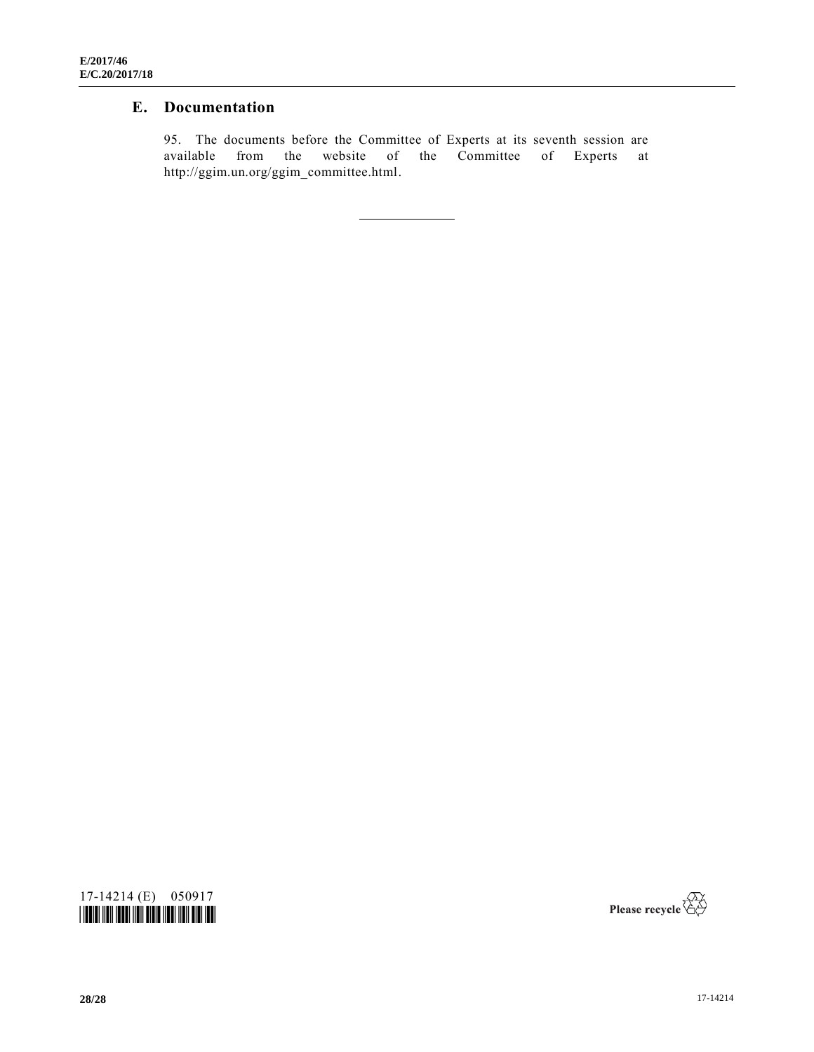## E. Documentation

95. The documents before the Committee of Experts at its seventh session are available from the website of the Committee of Experts at http://ggim.un.org/ggim_committee.html.

17-14214 (E) 050917

Please recycle